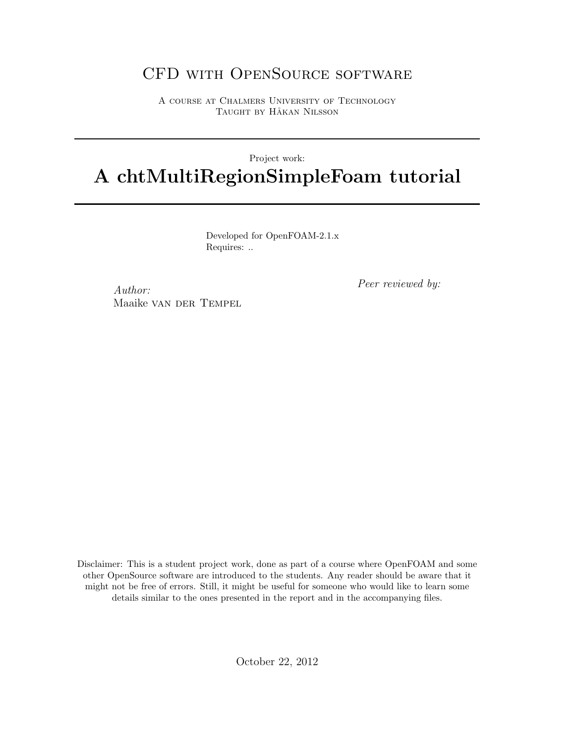# CFD with OpenSource software

A course at Chalmers University of Technology
Taught by Håkan Nilsson

---

Project work:

# A chtMultiRegionSimpleFoam tutorial

---

Developed for OpenFOAM-2.1.x
Requires: ..

*Author:*
Maaike van der Tempel

*Peer reviewed by:*

Disclaimer: This is a student project work, done as part of a course where OpenFOAM and some other OpenSource software are introduced to the students. Any reader should be aware that it might not be free of errors. Still, it might be useful for someone who would like to learn some details similar to the ones presented in the report and in the accompanying files.

October 22, 2012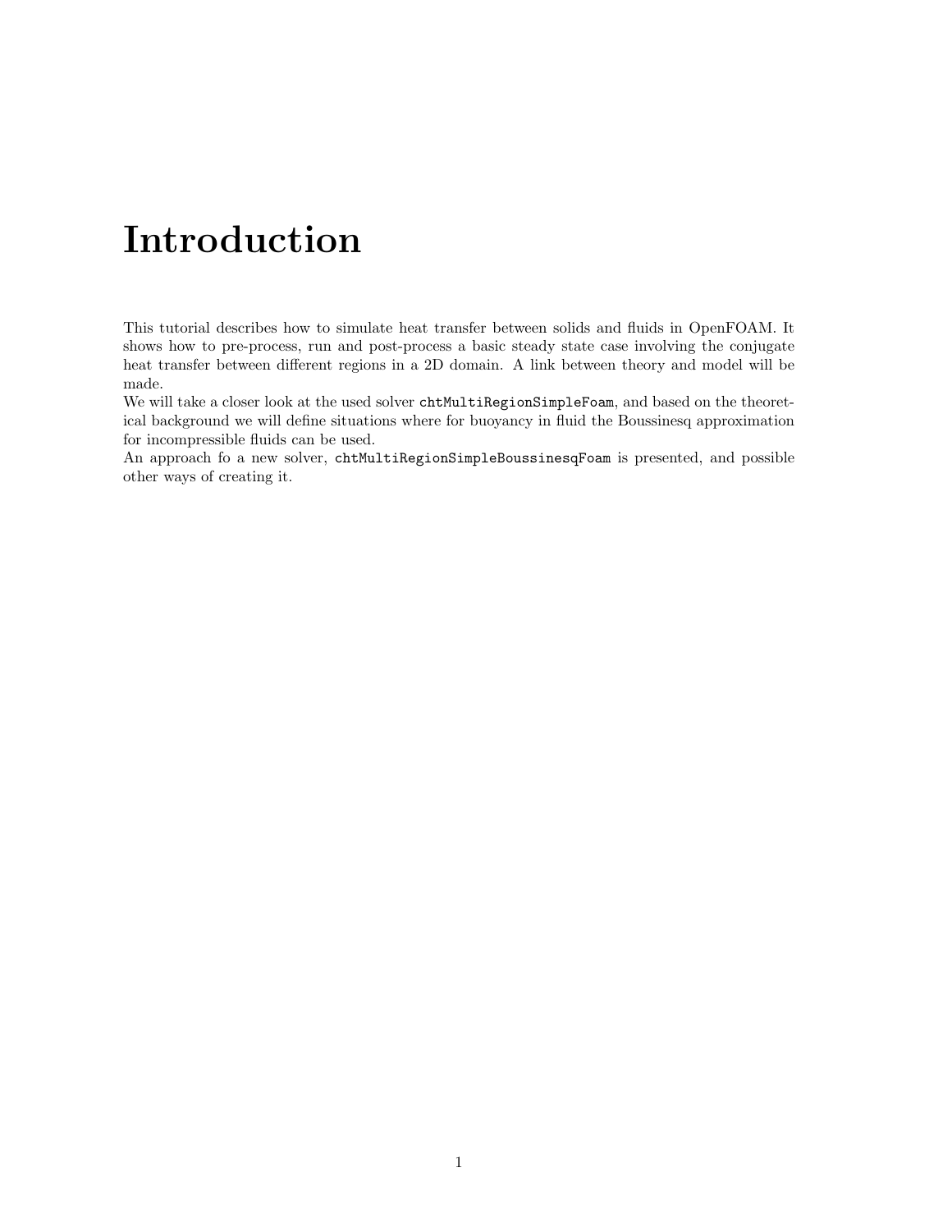# Introduction

This tutorial describes how to simulate heat transfer between solids and fluids in OpenFOAM. It shows how to pre-process, run and post-process a basic steady state case involving the conjugate heat transfer between different regions in a 2D domain. A link between theory and model will be made.

We will take a closer look at the used solver `chtMultiRegionSimpleFoam`, and based on the theoretical background we will define situations where for buoyancy in fluid the Boussinesq approximation for incompressible fluids can be used.

An approach fo a new solver, `chtMultiRegionSimpleBoussinesqFoam` is presented, and possible other ways of creating it.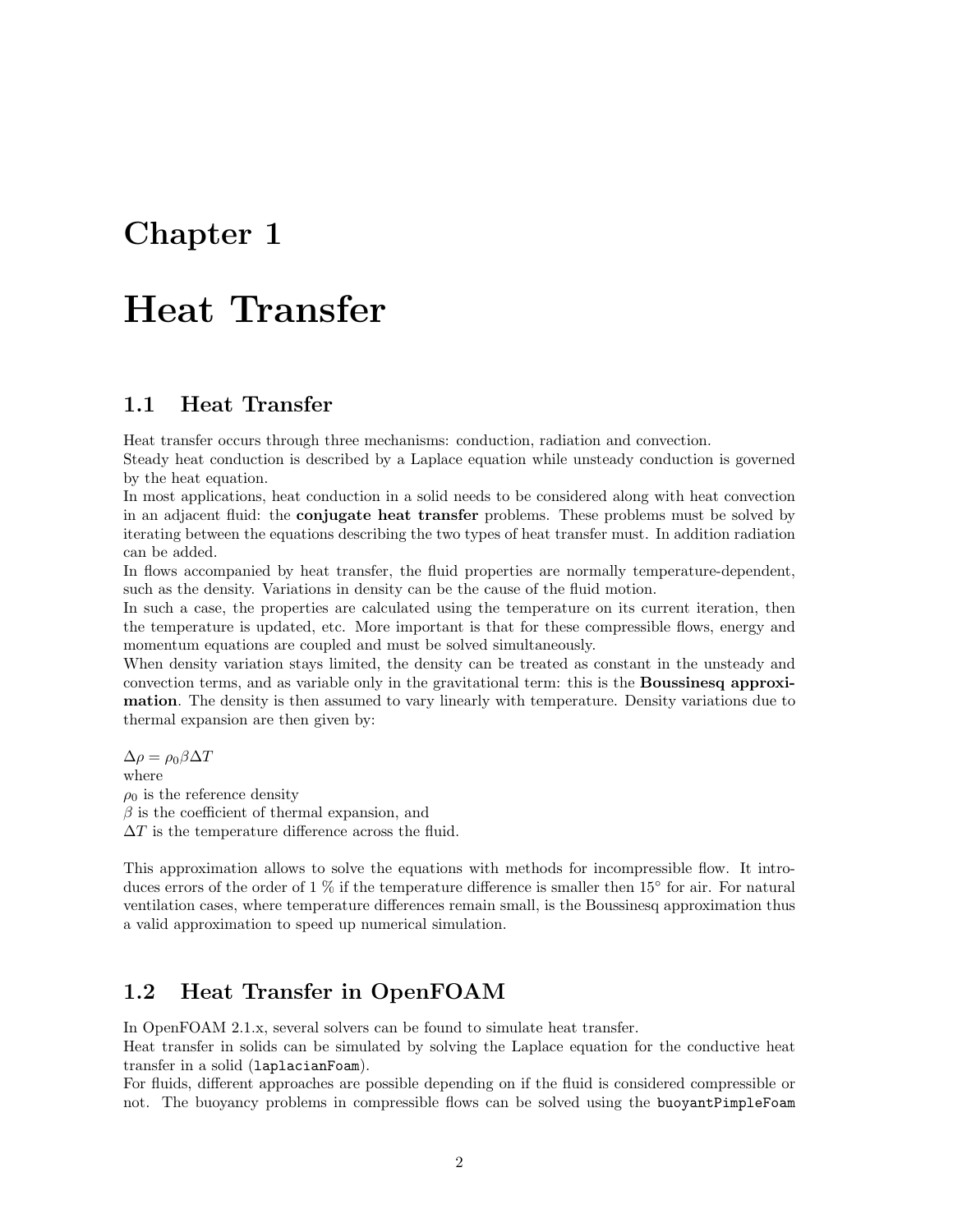# Chapter 1

# Heat Transfer

## 1.1 Heat Transfer

Heat transfer occurs through three mechanisms: conduction, radiation and convection.
Steady heat conduction is described by a Laplace equation while unsteady conduction is governed by the heat equation.
In most applications, heat conduction in a solid needs to be considered along with heat convection in an adjacent fluid: the **conjugate heat transfer** problems. These problems must be solved by iterating between the equations describing the two types of heat transfer must. In addition radiation can be added.
In flows accompanied by heat transfer, the fluid properties are normally temperature-dependent, such as the density. Variations in density can be the cause of the fluid motion.
In such a case, the properties are calculated using the temperature on its current iteration, then the temperature is updated, etc. More important is that for these compressible flows, energy and momentum equations are coupled and must be solved simultaneously.
When density variation stays limited, the density can be treated as constant in the unsteady and convection terms, and as variable only in the gravitational term: this is the **Boussinesq approximation**. The density is then assumed to vary linearly with temperature. Density variations due to thermal expansion are then given by:

$\Delta\rho = \rho_0 \beta \Delta T$
where
$\rho_0$ is the reference density
$\beta$ is the coefficient of thermal expansion, and
$\Delta T$ is the temperature difference across the fluid.

This approximation allows to solve the equations with methods for incompressible flow. It introduces errors of the order of 1 % if the temperature difference is smaller then 15° for air. For natural ventilation cases, where temperature differences remain small, is the Boussinesq approximation thus a valid approximation to speed up numerical simulation.

## 1.2 Heat Transfer in OpenFOAM

In OpenFOAM 2.1.x, several solvers can be found to simulate heat transfer.
Heat transfer in solids can be simulated by solving the Laplace equation for the conductive heat transfer in a solid (`laplacianFoam`).
For fluids, different approaches are possible depending on if the fluid is considered compressible or not. The buoyancy problems in compressible flows can be solved using the `buoyantPimpleFoam`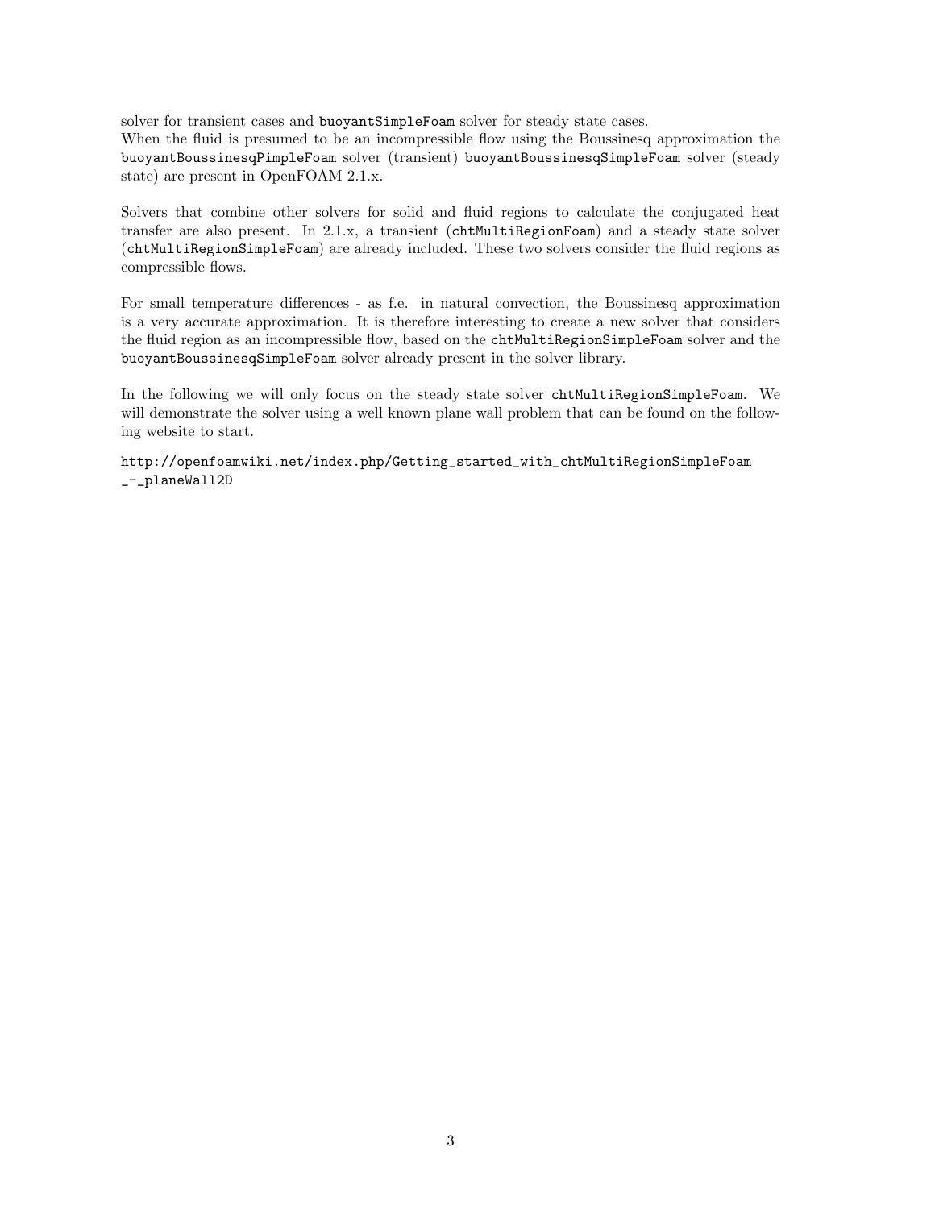solver for transient cases and `buoyantSimpleFoam` solver for steady state cases.
When the fluid is presumed to be an incompressible flow using the Boussinesq approximation the `buoyantBoussinesqPimpleFoam` solver (transient) `buoyantBoussinesqSimpleFoam` solver (steady state) are present in OpenFOAM 2.1.x.

Solvers that combine other solvers for solid and fluid regions to calculate the conjugated heat transfer are also present. In 2.1.x, a transient (`chtMultiRegionFoam`) and a steady state solver (`chtMultiRegionSimpleFoam`) are already included. These two solvers consider the fluid regions as compressible flows.

For small temperature differences - as f.e. in natural convection, the Boussinesq approximation is a very accurate approximation. It is therefore interesting to create a new solver that considers the fluid region as an incompressible flow, based on the `chtMultiRegionSimpleFoam` solver and the `buoyantBoussinesqSimpleFoam` solver already present in the solver library.

In the following we will only focus on the steady state solver `chtMultiRegionSimpleFoam`. We will demonstrate the solver using a well known plane wall problem that can be found on the following website to start.

`http://openfoamwiki.net/index.php/Getting_started_with_chtMultiRegionSimpleFoam_-_planeWall2D`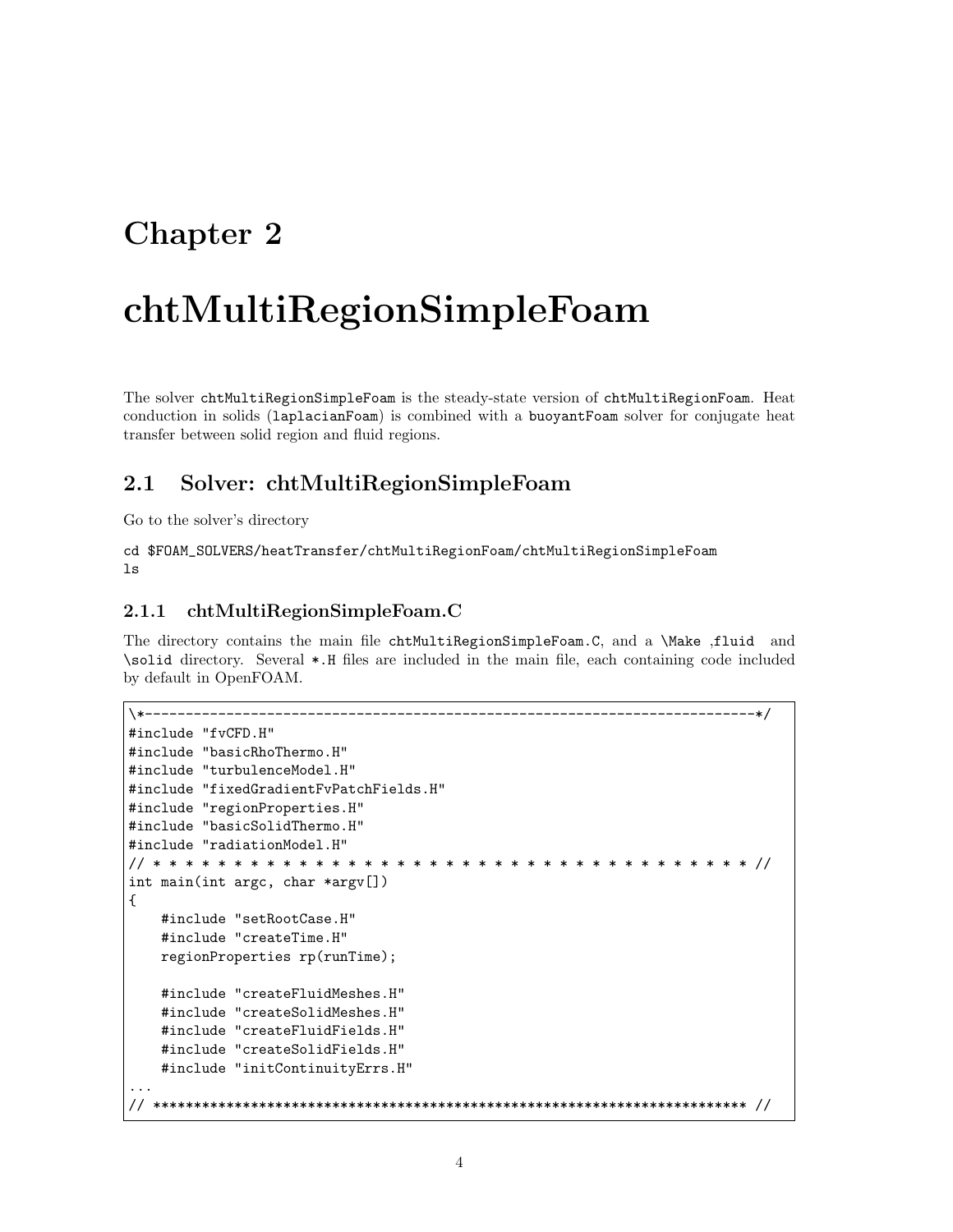# Chapter 2

# chtMultiRegionSimpleFoam

The solver `chtMultiRegionSimpleFoam` is the steady-state version of `chtMultiRegionFoam`. Heat conduction in solids (`laplacianFoam`) is combined with a `buoyantFoam` solver for conjugate heat transfer between solid region and fluid regions.

## 2.1 Solver: chtMultiRegionSimpleFoam

Go to the solver's directory

```
cd $FOAM_SOLVERS/heatTransfer/chtMultiRegionFoam/chtMultiRegionSimpleFoam
ls
```

### 2.1.1 chtMultiRegionSimpleFoam.C

The directory contains the main file `chtMultiRegionSimpleFoam.C`, and a `\Make` ,`fluid` and `\solid` directory. Several `*.H` files are included in the main file, each containing code included by default in OpenFOAM.

```
\*---------------------------------------------------------------------------*/
#include "fvCFD.H"
#include "basicRhoThermo.H"
#include "turbulenceModel.H"
#include "fixedGradientFvPatchFields.H"
#include "regionProperties.H"
#include "basicSolidThermo.H"
#include "radiationModel.H"
// * * * * * * * * * * * * * * * * * * * * * * * * * * * * * * * * * * * * * //
int main(int argc, char *argv[])
{
    #include "setRootCase.H"
    #include "createTime.H"
    regionProperties rp(runTime);

    #include "createFluidMeshes.H"
    #include "createSolidMeshes.H"
    #include "createFluidFields.H"
    #include "createSolidFields.H"
    #include "initContinuityErrs.H"
...
// ************************************************************************* //
```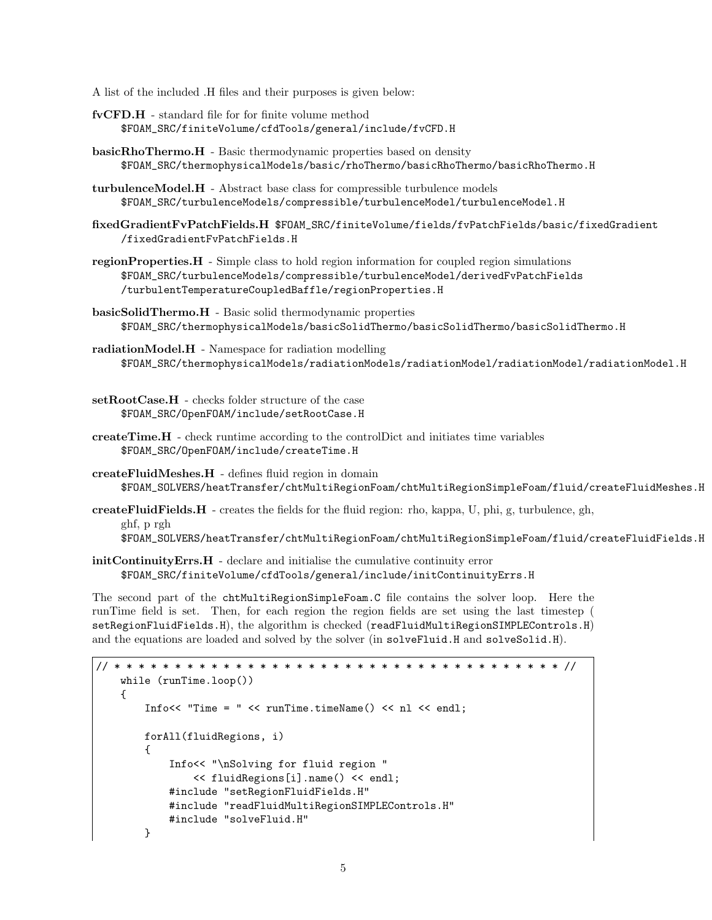A list of the included .H files and their purposes is given below:

**fvCFD.H** - standard file for for finite volume method
`$FOAM_SRC/finiteVolume/cfdTools/general/include/fvCFD.H`

**basicRhoThermo.H** - Basic thermodynamic properties based on density
`$FOAM_SRC/thermophysicalModels/basic/rhoThermo/basicRhoThermo/basicRhoThermo.H`

**turbulenceModel.H** - Abstract base class for compressible turbulence models
`$FOAM_SRC/turbulenceModels/compressible/turbulenceModel/turbulenceModel.H`

**fixedGradientFvPatchFields.H** `$FOAM_SRC/finiteVolume/fields/fvPatchFields/basic/fixedGradient/fixedGradientFvPatchFields.H`

**regionProperties.H** - Simple class to hold region information for coupled region simulations
`$FOAM_SRC/turbulenceModels/compressible/turbulenceModel/derivedFvPatchFields/turbulentTemperatureCoupledBaffle/regionProperties.H`

**basicSolidThermo.H** - Basic solid thermodynamic properties
`$FOAM_SRC/thermophysicalModels/basicSolidThermo/basicSolidThermo/basicSolidThermo.H`

**radiationModel.H** - Namespace for radiation modelling
`$FOAM_SRC/thermophysicalModels/radiationModels/radiationModel/radiationModel/radiationModel.H`

**setRootCase.H** - checks folder structure of the case
`$FOAM_SRC/OpenFOAM/include/setRootCase.H`

**createTime.H** - check runtime according to the controlDict and initiates time variables
`$FOAM_SRC/OpenFOAM/include/createTime.H`

**createFluidMeshes.H** - defines fluid region in domain
`$FOAM_SOLVERS/heatTransfer/chtMultiRegionFoam/chtMultiRegionSimpleFoam/fluid/createFluidMeshes.H`

**createFluidFields.H** - creates the fields for the fluid region: rho, kappa, U, phi, g, turbulence, gh, ghf, p rgh
`$FOAM_SOLVERS/heatTransfer/chtMultiRegionFoam/chtMultiRegionSimpleFoam/fluid/createFluidFields.H`

**initContinuityErrs.H** - declare and initialise the cumulative continuity error
`$FOAM_SRC/finiteVolume/cfdTools/general/include/initContinuityErrs.H`

The second part of the `chtMultiRegionSimpleFoam.C` file contains the solver loop. Here the runTime field is set. Then, for each region the region fields are set using the last timestep ( `setRegionFluidFields.H`), the algorithm is checked (`readFluidMultiRegionSIMPLEControls.H`) and the equations are loaded and solved by the solver (in `solveFluid.H` and `solveSolid.H`).

```
// * * * * * * * * * * * * * * * * * * * * * * * * * * * * * * * * * * * * * * //
    while (runTime.loop())
    {
        Info<< "Time = " << runTime.timeName() << nl << endl;

        forAll(fluidRegions, i)
        {
            Info<< "\nSolving for fluid region "
                << fluidRegions[i].name() << endl;
            #include "setRegionFluidFields.H"
            #include "readFluidMultiRegionSIMPLEControls.H"
            #include "solveFluid.H"
        }
```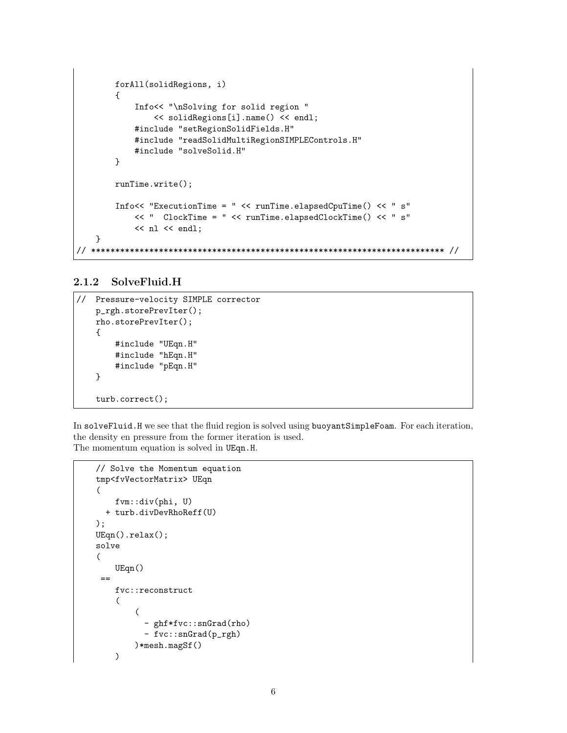```
        forAll(solidRegions, i)
        {
            Info<< "\nSolving for solid region "
                << solidRegions[i].name() << endl;
            #include "setRegionSolidFields.H"
            #include "readSolidMultiRegionSIMPLEControls.H"
            #include "solveSolid.H"
        }

        runTime.write();

        Info<< "ExecutionTime = " << runTime.elapsedCpuTime() << " s"
            << "  ClockTime = " << runTime.elapsedClockTime() << " s"
            << nl << endl;
    }
// ************************************************************************* //
```

### 2.1.2 SolveFluid.H

```
//  Pressure-velocity SIMPLE corrector
    p_rgh.storePrevIter();
    rho.storePrevIter();
    {
        #include "UEqn.H"
        #include "hEqn.H"
        #include "pEqn.H"
    }

    turb.correct();
```

In solveFluid.H we see that the fluid region is solved using buoyantSimpleFoam. For each iteration, the density en pressure from the former iteration is used.
The momentum equation is solved in UEqn.H.

```
    // Solve the Momentum equation
    tmp<fvVectorMatrix> UEqn
    (
        fvm::div(phi, U)
      + turb.divDevRhoReff(U)
    );
    UEqn().relax();
    solve
    (
        UEqn()
     ==
        fvc::reconstruct
        (
            (
              - ghf*fvc::snGrad(rho)
              - fvc::snGrad(p_rgh)
            )*mesh.magSf()
        )
```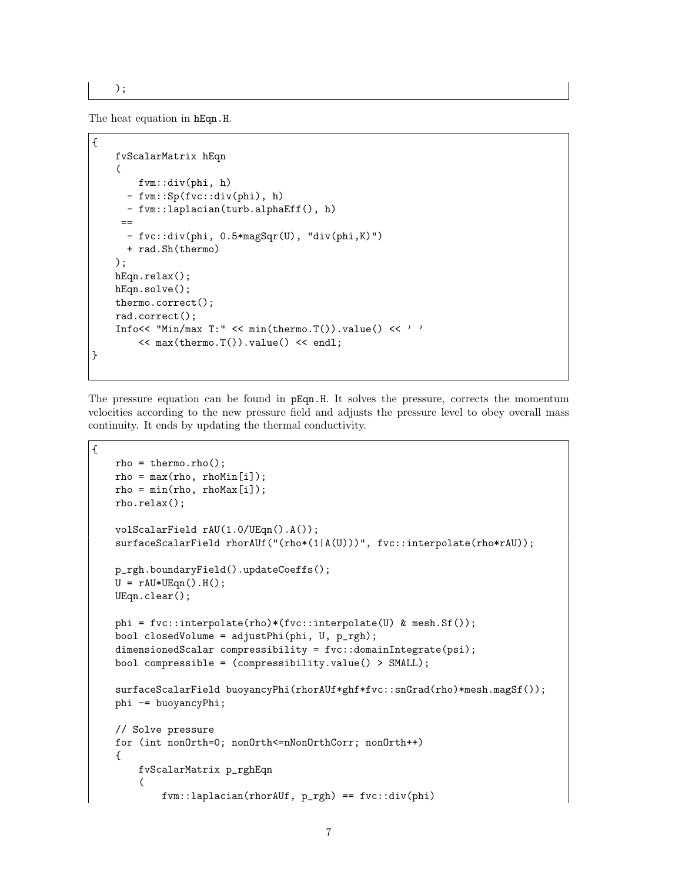```
);
```

The heat equation in hEqn.H.

```
{
    fvScalarMatrix hEqn
    (
        fvm::div(phi, h)
      - fvm::Sp(fvc::div(phi), h)
      - fvm::laplacian(turb.alphaEff(), h)
     ==
      - fvc::div(phi, 0.5*magSqr(U), "div(phi,K)")
      + rad.Sh(thermo)
    );
    hEqn.relax();
    hEqn.solve();
    thermo.correct();
    rad.correct();
    Info<< "Min/max T:" << min(thermo.T()).value() << ' '
        << max(thermo.T()).value() << endl;
}
```

The pressure equation can be found in pEqn.H. It solves the pressure, corrects the momentum velocities according to the new pressure field and adjusts the pressure level to obey overall mass continuity. It ends by updating the thermal conductivity.

```
{
    rho = thermo.rho();
    rho = max(rho, rhoMin[i]);
    rho = min(rho, rhoMax[i]);
    rho.relax();

    volScalarField rAU(1.0/UEqn().A());
    surfaceScalarField rhorAUf("(rho*(1|A(U)))", fvc::interpolate(rho*rAU));

    p_rgh.boundaryField().updateCoeffs();
    U = rAU*UEqn().H();
    UEqn.clear();

    phi = fvc::interpolate(rho)*(fvc::interpolate(U) & mesh.Sf());
    bool closedVolume = adjustPhi(phi, U, p_rgh);
    dimensionedScalar compressibility = fvc::domainIntegrate(psi);
    bool compressible = (compressibility.value() > SMALL);

    surfaceScalarField buoyancyPhi(rhorAUf*ghf*fvc::snGrad(rho)*mesh.magSf());
    phi -= buoyancyPhi;

    // Solve pressure
    for (int nonOrth=0; nonOrth<=nNonOrthCorr; nonOrth++)
    {
        fvScalarMatrix p_rghEqn
        (
            fvm::laplacian(rhorAUf, p_rgh) == fvc::div(phi)
```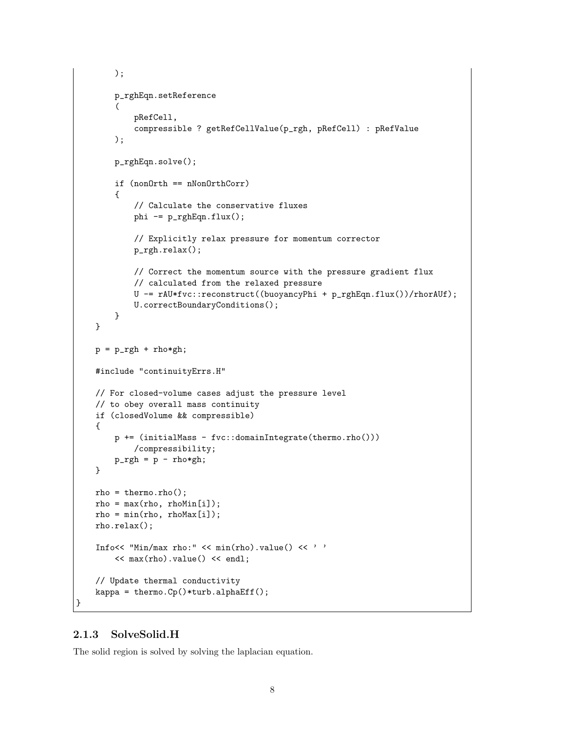```
        );

        p_rghEqn.setReference
        (
            pRefCell,
            compressible ? getRefCellValue(p_rgh, pRefCell) : pRefValue
        );

        p_rghEqn.solve();

        if (nonOrth == nNonOrthCorr)
        {
            // Calculate the conservative fluxes
            phi -= p_rghEqn.flux();

            // Explicitly relax pressure for momentum corrector
            p_rgh.relax();

            // Correct the momentum source with the pressure gradient flux
            // calculated from the relaxed pressure
            U -= rAU*fvc::reconstruct((buoyancyPhi + p_rghEqn.flux())/rhorAUf);
            U.correctBoundaryConditions();
        }
    }

    p = p_rgh + rho*gh;

    #include "continuityErrs.H"

    // For closed-volume cases adjust the pressure level
    // to obey overall mass continuity
    if (closedVolume && compressible)
    {
        p += (initialMass - fvc::domainIntegrate(thermo.rho()))
            /compressibility;
        p_rgh = p - rho*gh;
    }

    rho = thermo.rho();
    rho = max(rho, rhoMin[i]);
    rho = min(rho, rhoMax[i]);
    rho.relax();

    Info<< "Min/max rho:" << min(rho).value() << ' '
        << max(rho).value() << endl;

    // Update thermal conductivity
    kappa = thermo.Cp()*turb.alphaEff();
}
```

### 2.1.3 SolveSolid.H

The solid region is solved by solving the laplacian equation.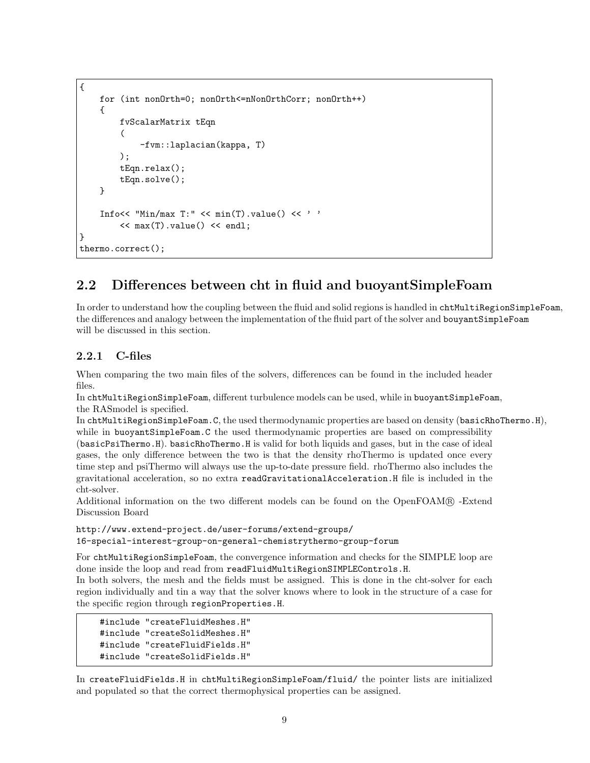```
{
    for (int nonOrth=0; nonOrth<=nNonOrthCorr; nonOrth++)
    {
        fvScalarMatrix tEqn
        (
            -fvm::laplacian(kappa, T)
        );
        tEqn.relax();
        tEqn.solve();
    }

    Info<< "Min/max T:" << min(T).value() << ' '
        << max(T).value() << endl;
}
thermo.correct();
```

## 2.2 Differences between cht in fluid and buoyantSimpleFoam

In order to understand how the coupling between the fluid and solid regions is handled in `chtMultiRegionSimpleFoam`, the differences and analogy between the implementation of the fluid part of the solver and `bouyantSimpleFoam` will be discussed in this section.

### 2.2.1 C-files

When comparing the two main files of the solvers, differences can be found in the included header files.
In `chtMultiRegionSimpleFoam`, different turbulence models can be used, while in `buoyantSimpleFoam`, the RASmodel is specified.
In `chtMultiRegionSimpleFoam.C`, the used thermodynamic properties are based on density (`basicRhoThermo.H`), while in `buoyantSimpleFoam.C` the used thermodynamic properties are based on compressibility (`basicPsiThermo.H`). `basicRhoThermo.H` is valid for both liquids and gases, but in the case of ideal gases, the only difference between the two is that the density rhoThermo is updated once every time step and psiThermo will always use the up-to-date pressure field. rhoThermo also includes the gravitational acceleration, so no extra `readGravitationalAcceleration.H` file is included in the cht-solver.
Additional information on the two different models can be found on the OpenFOAM® -Extend Discussion Board

`http://www.extend-project.de/user-forums/extend-groups/`
`16-special-interest-group-on-general-chemistrythermo-group-forum`

For `chtMultiRegionSimpleFoam`, the convergence information and checks for the SIMPLE loop are done inside the loop and read from `readFluidMultiRegionSIMPLEControls.H`.
In both solvers, the mesh and the fields must be assigned. This is done in the cht-solver for each region individually and tin a way that the solver knows where to look in the structure of a case for the specific region through `regionProperties.H`.

```
    #include "createFluidMeshes.H"
    #include "createSolidMeshes.H"
    #include "createFluidFields.H"
    #include "createSolidFields.H"
```

In `createFluidFields.H` in `chtMultiRegionSimpleFoam/fluid/` the pointer lists are initialized and populated so that the correct thermophysical properties can be assigned.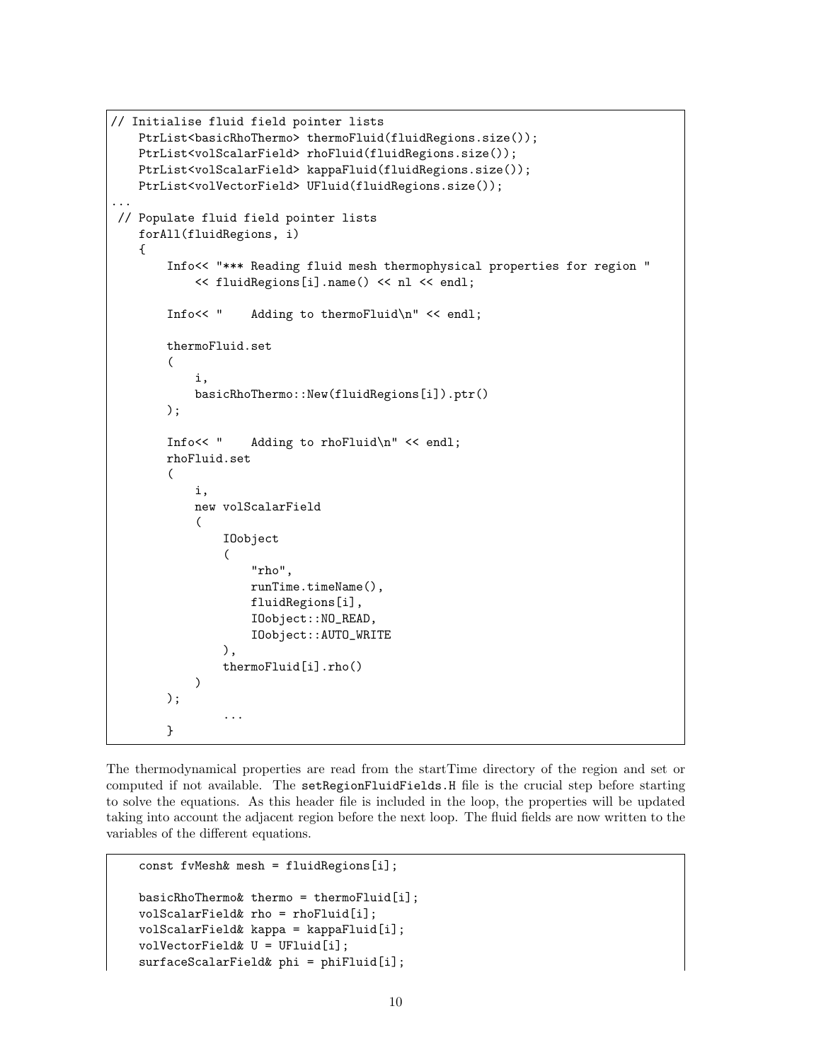```
// Initialise fluid field pointer lists
    PtrList<basicRhoThermo> thermoFluid(fluidRegions.size());
    PtrList<volScalarField> rhoFluid(fluidRegions.size());
    PtrList<volScalarField> kappaFluid(fluidRegions.size());
    PtrList<volVectorField> UFluid(fluidRegions.size());
...
 // Populate fluid field pointer lists
    forAll(fluidRegions, i)
    {
        Info<< "*** Reading fluid mesh thermophysical properties for region "
            << fluidRegions[i].name() << nl << endl;

        Info<< "    Adding to thermoFluid\n" << endl;

        thermoFluid.set
        (
            i,
            basicRhoThermo::New(fluidRegions[i]).ptr()
        );

        Info<< "    Adding to rhoFluid\n" << endl;
        rhoFluid.set
        (
            i,
            new volScalarField
            (
                IOobject
                (
                    "rho",
                    runTime.timeName(),
                    fluidRegions[i],
                    IOobject::NO_READ,
                    IOobject::AUTO_WRITE
                ),
                thermoFluid[i].rho()
            )
        );
                ...
        }
```

The thermodynamical properties are read from the startTime directory of the region and set or computed if not available. The setRegionFluidFields.H file is the crucial step before starting to solve the equations. As this header file is included in the loop, the properties will be updated taking into account the adjacent region before the next loop. The fluid fields are now written to the variables of the different equations.

```
    const fvMesh& mesh = fluidRegions[i];

    basicRhoThermo& thermo = thermoFluid[i];
    volScalarField& rho = rhoFluid[i];
    volScalarField& kappa = kappaFluid[i];
    volVectorField& U = UFluid[i];
    surfaceScalarField& phi = phiFluid[i];
```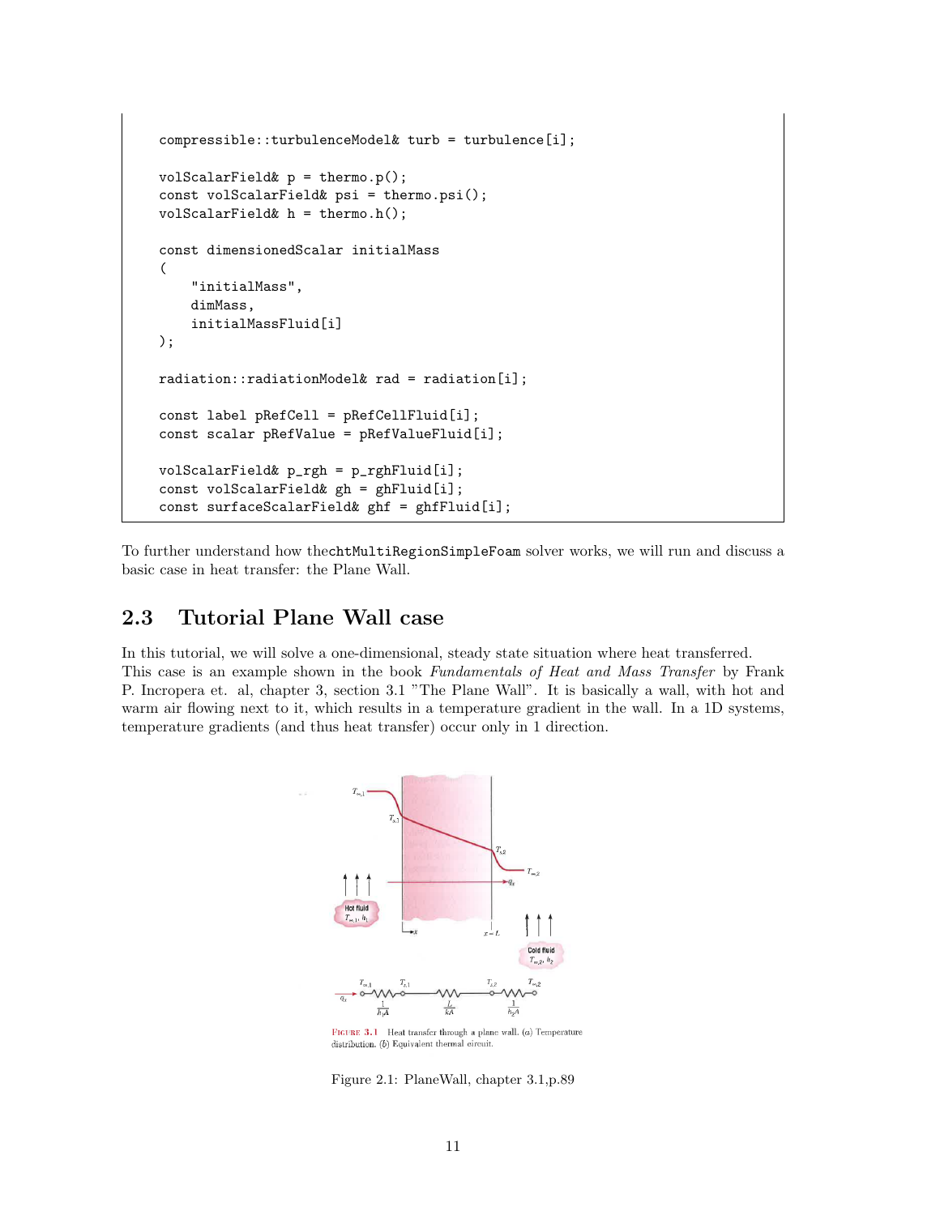```
compressible::turbulenceModel& turb = turbulence[i];

volScalarField& p = thermo.p();
const volScalarField& psi = thermo.psi();
volScalarField& h = thermo.h();

const dimensionedScalar initialMass
(
    "initialMass",
    dimMass,
    initialMassFluid[i]
);

radiation::radiationModel& rad = radiation[i];

const label pRefCell = pRefCellFluid[i];
const scalar pRefValue = pRefValueFluid[i];

volScalarField& p_rgh = p_rghFluid[i];
const volScalarField& gh = ghFluid[i];
const surfaceScalarField& ghf = ghfFluid[i];
```

To further understand how thechtMultiRegionSimpleFoam solver works, we will run and discuss a basic case in heat transfer: the Plane Wall.

## 2.3 Tutorial Plane Wall case

In this tutorial, we will solve a one-dimensional, steady state situation where heat transferred. This case is an example shown in the book *Fundamentals of Heat and Mass Transfer* by Frank P. Incropera et. al, chapter 3, section 3.1 "The Plane Wall". It is basically a wall, with hot and warm air flowing next to it, which results in a temperature gradient in the wall. In a 1D systems, temperature gradients (and thus heat transfer) occur only in 1 direction.

Figure 3.1 Heat transfer through a plane wall. (a) Temperature distribution. (b) Equivalent thermal circuit.

Figure 2.1: PlaneWall, chapter 3.1,p.89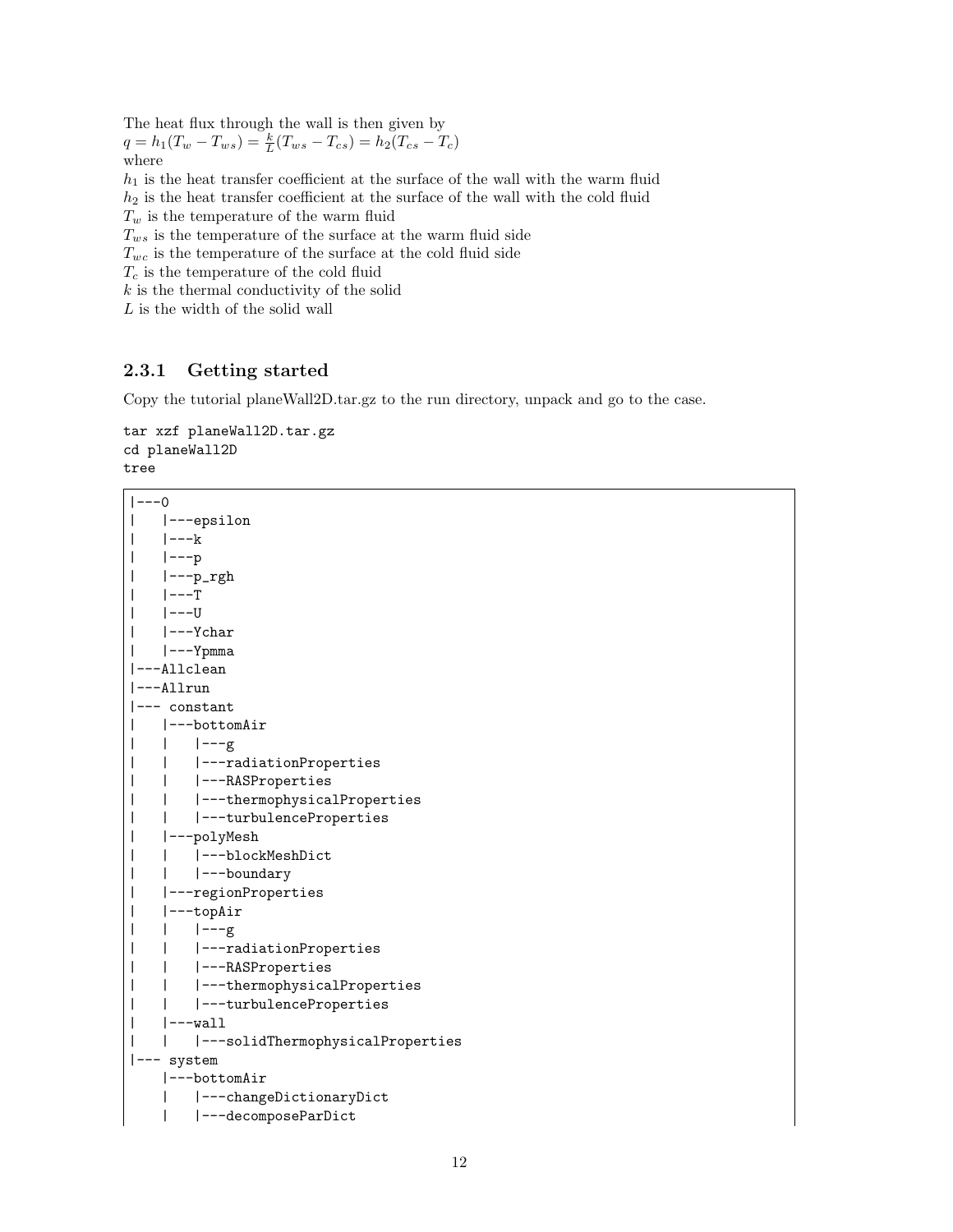The heat flux through the wall is then given by
$q = h_1(T_w - T_{ws}) = \frac{k}{L}(T_{ws} - T_{cs}) = h_2(T_{cs} - T_c)$
where
$h_1$ is the heat transfer coefficient at the surface of the wall with the warm fluid
$h_2$ is the heat transfer coefficient at the surface of the wall with the cold fluid
$T_w$ is the temperature of the warm fluid
$T_{ws}$ is the temperature of the surface at the warm fluid side
$T_{wc}$ is the temperature of the surface at the cold fluid side
$T_c$ is the temperature of the cold fluid
$k$ is the thermal conductivity of the solid
$L$ is the width of the solid wall

### 2.3.1 Getting started

Copy the tutorial planeWall2D.tar.gz to the run directory, unpack and go to the case.

```
tar xzf planeWall2D.tar.gz
cd planeWall2D
tree
```

```
|---0
|   |---epsilon
|   |---k
|   |---p
|   |---p_rgh
|   |---T
|   |---U
|   |---Ychar
|   |---Ypmma
|---Allclean
|---Allrun
|--- constant
|   |---bottomAir
|   |   |---g
|   |   |---radiationProperties
|   |   |---RASProperties
|   |   |---thermophysicalProperties
|   |   |---turbulenceProperties
|   |---polyMesh
|   |   |---blockMeshDict
|   |   |---boundary
|   |---regionProperties
|   |---topAir
|   |   |---g
|   |   |---radiationProperties
|   |   |---RASProperties
|   |   |---thermophysicalProperties
|   |   |---turbulenceProperties
|   |---wall
|   |   |---solidThermophysicalProperties
|--- system
    |---bottomAir
    |   |---changeDictionaryDict
    |   |---decomposeParDict
```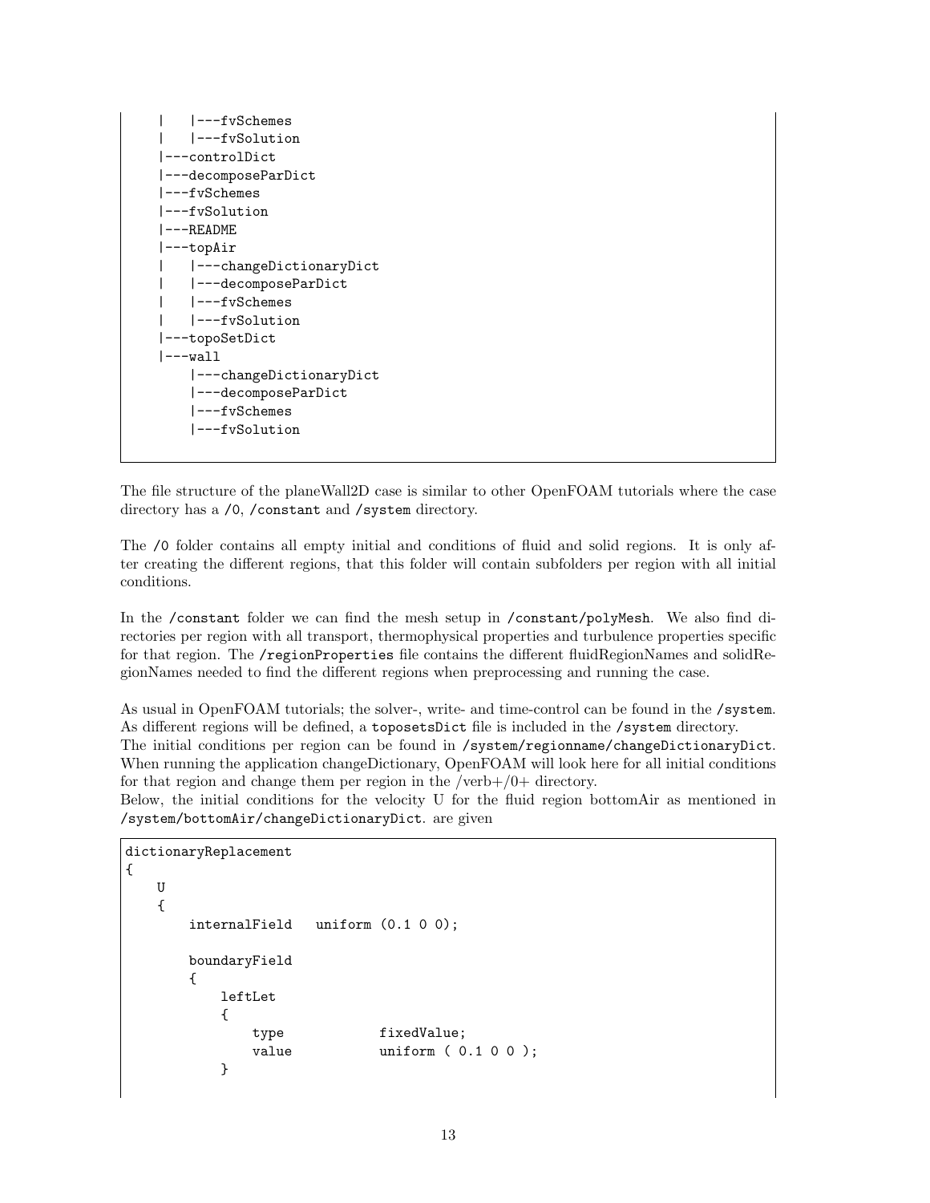```
|   |---fvSchemes
|   |---fvSolution
|---controlDict
|---decomposeParDict
|---fvSchemes
|---fvSolution
|---README
|---topAir
|   |---changeDictionaryDict
|   |---decomposeParDict
|   |---fvSchemes
|   |---fvSolution
|---topoSetDict
|---wall
    |---changeDictionaryDict
    |---decomposeParDict
    |---fvSchemes
    |---fvSolution
```

The file structure of the planeWall2D case is similar to other OpenFOAM tutorials where the case directory has a `/0`, `/constant` and `/system` directory.

The `/0` folder contains all empty initial and conditions of fluid and solid regions. It is only after creating the different regions, that this folder will contain subfolders per region with all initial conditions.

In the `/constant` folder we can find the mesh setup in `/constant/polyMesh`. We also find directories per region with all transport, thermophysical properties and turbulence properties specific for that region. The `/regionProperties` file contains the different fluidRegionNames and solidRegionNames needed to find the different regions when preprocessing and running the case.

As usual in OpenFOAM tutorials; the solver-, write- and time-control can be found in the `/system`. As different regions will be defined, a `toposetsDict` file is included in the `/system` directory.
The initial conditions per region can be found in `/system/regionname/changeDictionaryDict`. When running the application changeDictionary, OpenFOAM will look here for all initial conditions for that region and change them per region in the /verb+/0+ directory.
Below, the initial conditions for the velocity U for the fluid region bottomAir as mentioned in `/system/bottomAir/changeDictionaryDict`. are given

```
dictionaryReplacement
{
    U
    {
        internalField   uniform (0.1 0 0);

        boundaryField
        {
            leftLet
            {
                type            fixedValue;
                value           uniform ( 0.1 0 0 );
            }
```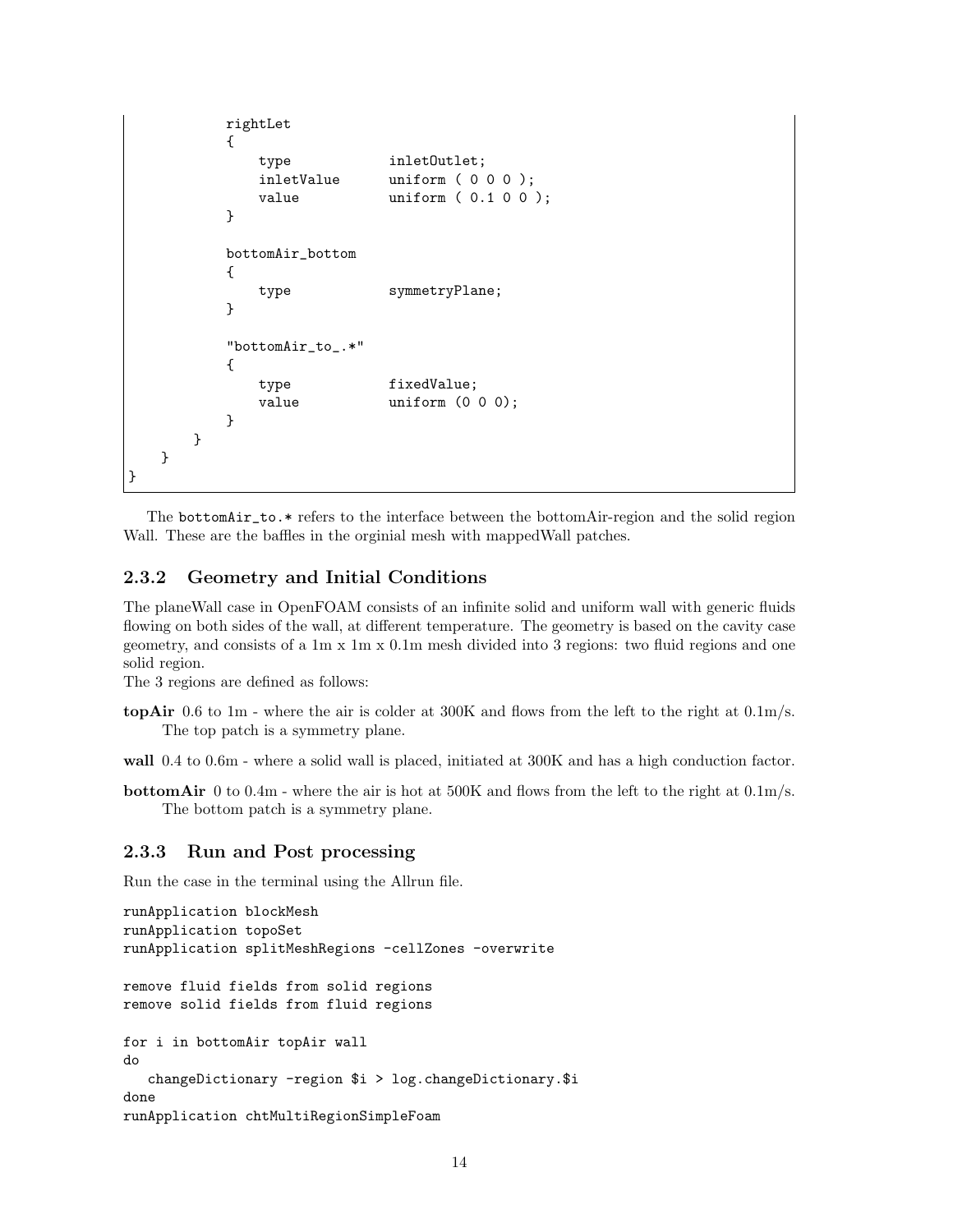```
            rightLet
            {
                type            inletOutlet;
                inletValue      uniform ( 0 0 0 );
                value           uniform ( 0.1 0 0 );
            }

            bottomAir_bottom
            {
                type            symmetryPlane;
            }

            "bottomAir_to_.*"
            {
                type            fixedValue;
                value           uniform (0 0 0);
            }
        }
    }
}
```

The bottomAir_to.* refers to the interface between the bottomAir-region and the solid region Wall. These are the baffles in the orginial mesh with mappedWall patches.

### 2.3.2 Geometry and Initial Conditions

The planeWall case in OpenFOAM consists of an infinite solid and uniform wall with generic fluids flowing on both sides of the wall, at different temperature. The geometry is based on the cavity case geometry, and consists of a 1m x 1m x 0.1m mesh divided into 3 regions: two fluid regions and one solid region.
The 3 regions are defined as follows:

**topAir** 0.6 to 1m - where the air is colder at 300K and flows from the left to the right at 0.1m/s. The top patch is a symmetry plane.

**wall** 0.4 to 0.6m - where a solid wall is placed, initiated at 300K and has a high conduction factor.

**bottomAir** 0 to 0.4m - where the air is hot at 500K and flows from the left to the right at 0.1m/s. The bottom patch is a symmetry plane.

### 2.3.3 Run and Post processing

Run the case in the terminal using the Allrun file.

```
runApplication blockMesh
runApplication topoSet
runApplication splitMeshRegions -cellZones -overwrite

remove fluid fields from solid regions
remove solid fields from fluid regions

for i in bottomAir topAir wall
do
   changeDictionary -region $i > log.changeDictionary.$i
done
runApplication chtMultiRegionSimpleFoam
```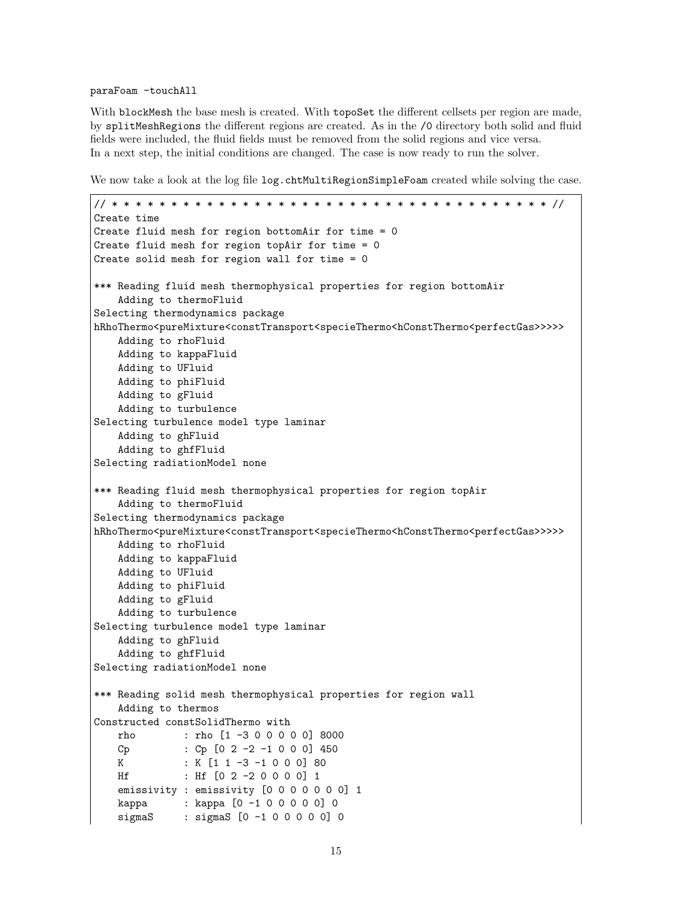```
paraFoam -touchAll
```

With `blockMesh` the base mesh is created. With `topoSet` the different cellsets per region are made, by `splitMeshRegions` the different regions are created. As in the `/0` directory both solid and fluid fields were included, the fluid fields must be removed from the solid regions and vice versa. In a next step, the initial conditions are changed. The case is now ready to run the solver.

We now take a look at the log file `log.chtMultiRegionSimpleFoam` created while solving the case.

```
// * * * * * * * * * * * * * * * * * * * * * * * * * * * * * * * * * * * * * //
Create time
Create fluid mesh for region bottomAir for time = 0
Create fluid mesh for region topAir for time = 0
Create solid mesh for region wall for time = 0

*** Reading fluid mesh thermophysical properties for region bottomAir
    Adding to thermoFluid
Selecting thermodynamics package
hRhoThermo<pureMixture<constTransport<specieThermo<hConstThermo<perfectGas>>>>>
    Adding to rhoFluid
    Adding to kappaFluid
    Adding to UFluid
    Adding to phiFluid
    Adding to gFluid
    Adding to turbulence
Selecting turbulence model type laminar
    Adding to ghFluid
    Adding to ghfFluid
Selecting radiationModel none

*** Reading fluid mesh thermophysical properties for region topAir
    Adding to thermoFluid
Selecting thermodynamics package
hRhoThermo<pureMixture<constTransport<specieThermo<hConstThermo<perfectGas>>>>>
    Adding to rhoFluid
    Adding to kappaFluid
    Adding to UFluid
    Adding to phiFluid
    Adding to gFluid
    Adding to turbulence
Selecting turbulence model type laminar
    Adding to ghFluid
    Adding to ghfFluid
Selecting radiationModel none

*** Reading solid mesh thermophysical properties for region wall
    Adding to thermos
Constructed constSolidThermo with
    rho        : rho [1 -3 0 0 0 0 0] 8000
    Cp         : Cp [0 2 -2 -1 0 0 0] 450
    K          : K [1 1 -3 -1 0 0 0] 80
    Hf         : Hf [0 2 -2 0 0 0 0] 1
    emissivity : emissivity [0 0 0 0 0 0 0] 1
    kappa      : kappa [0 -1 0 0 0 0 0] 0
    sigmaS     : sigmaS [0 -1 0 0 0 0 0] 0
```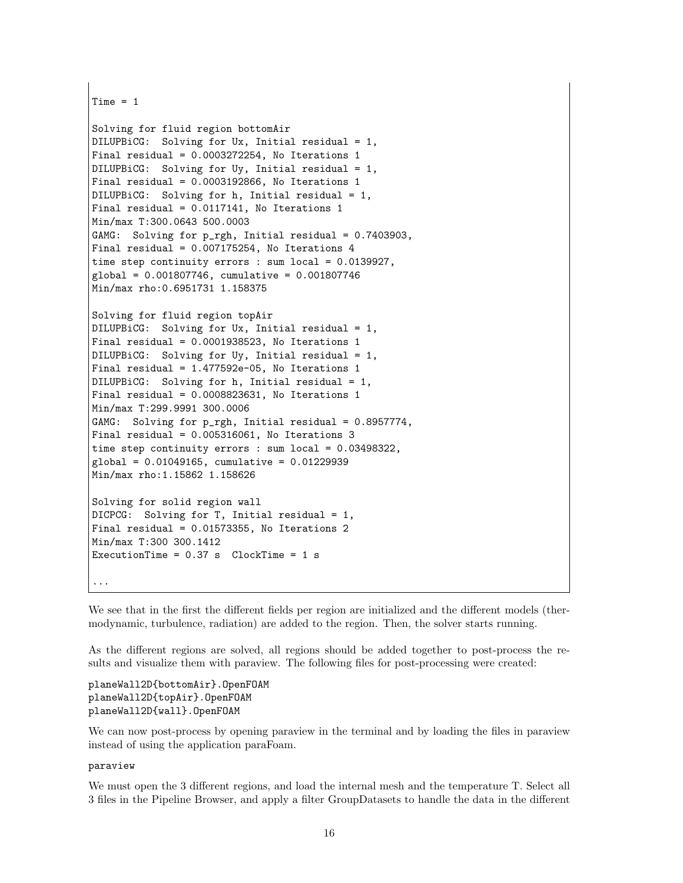```
Time = 1

Solving for fluid region bottomAir
DILUPBiCG:  Solving for Ux, Initial residual = 1,
Final residual = 0.0003272254, No Iterations 1
DILUPBiCG:  Solving for Uy, Initial residual = 1,
Final residual = 0.0003192866, No Iterations 1
DILUPBiCG:  Solving for h, Initial residual = 1,
Final residual = 0.0117141, No Iterations 1
Min/max T:300.0643 500.0003
GAMG:  Solving for p_rgh, Initial residual = 0.7403903,
Final residual = 0.007175254, No Iterations 4
time step continuity errors : sum local = 0.0139927,
global = 0.001807746, cumulative = 0.001807746
Min/max rho:0.6951731 1.158375

Solving for fluid region topAir
DILUPBiCG:  Solving for Ux, Initial residual = 1,
Final residual = 0.0001938523, No Iterations 1
DILUPBiCG:  Solving for Uy, Initial residual = 1,
Final residual = 1.477592e-05, No Iterations 1
DILUPBiCG:  Solving for h, Initial residual = 1,
Final residual = 0.0008823631, No Iterations 1
Min/max T:299.9991 300.0006
GAMG:  Solving for p_rgh, Initial residual = 0.8957774,
Final residual = 0.005316061, No Iterations 3
time step continuity errors : sum local = 0.03498322,
global = 0.01049165, cumulative = 0.01229939
Min/max rho:1.15862 1.158626

Solving for solid region wall
DICPCG:  Solving for T, Initial residual = 1,
Final residual = 0.01573355, No Iterations 2
Min/max T:300 300.1412
ExecutionTime = 0.37 s  ClockTime = 1 s

...
```

We see that in the first the different fields per region are initialized and the different models (thermodynamic, turbulence, radiation) are added to the region. Then, the solver starts running.

As the different regions are solved, all regions should be added together to post-process the results and visualize them with paraview. The following files for post-processing were created:

```
planeWall2D{bottomAir}.OpenFOAM
planeWall2D{topAir}.OpenFOAM
planeWall2D{wall}.OpenFOAM
```

We can now post-process by opening paraview in the terminal and by loading the files in paraview instead of using the application paraFoam.

```
paraview
```

We must open the 3 different regions, and load the internal mesh and the temperature T. Select all 3 files in the Pipeline Browser, and apply a filter GroupDatasets to handle the data in the different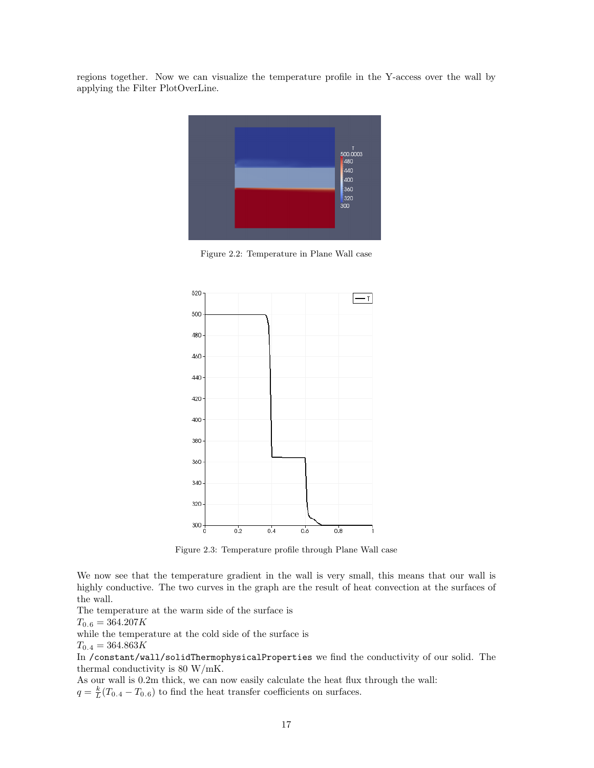regions together. Now we can visualize the temperature profile in the Y-access over the wall by applying the Filter PlotOverLine.

Figure 2.2: Temperature in Plane Wall case

Figure 2.3: Temperature profile through Plane Wall case

We now see that the temperature gradient in the wall is very small, this means that our wall is highly conductive. The two curves in the graph are the result of heat convection at the surfaces of the wall.
The temperature at the warm side of the surface is
$T_{0.6} = 364.207K$
while the temperature at the cold side of the surface is
$T_{0.4} = 364.863K$
In `/constant/wall/solidThermophysicalProperties` we find the conductivity of our solid. The thermal conductivity is 80 W/mK.
As our wall is 0.2m thick, we can now easily calculate the heat flux through the wall:
$q = \frac{k}{L}(T_{0.4} - T_{0.6})$ to find the heat transfer coefficients on surfaces.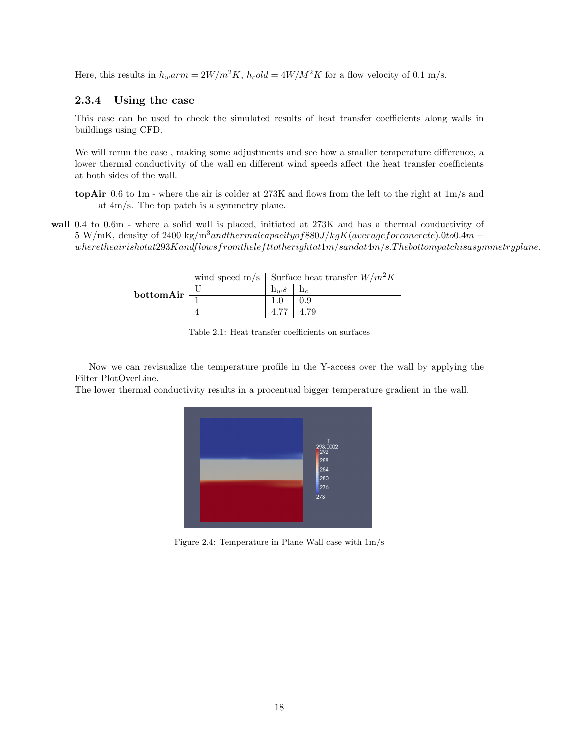Here, this results in $h_warm = 2W/m^2K$, $h_cold = 4W/M^2K$ for a flow velocity of 0.1 m/s.

### 2.3.4 Using the case

This case can be used to check the simulated results of heat transfer coefficients along walls in buildings using CFD.

We will rerun the case , making some adjustments and see how a smaller temperature difference, a lower thermal conductivity of the wall en different wind speeds affect the heat transfer coefficients at both sides of the wall.

**topAir** 0.6 to 1m - where the air is colder at 273K and flows from the left to the right at 1m/s and at 4m/s. The top patch is a symmetry plane.

**wall** 0.4 to 0.6m - where a solid wall is placed, initiated at 273K and has a thermal conductivity of 5 W/mK, density of 2400 kg/m$^3 and thermal capacity of 880 J/kgK (average for concrete). 0 to 0.4m - where the air is hot at 293K and flows from the left to the right at 1m/s and at 4m/s. The bottom patch is a symmetry plane.$

**bottomAir**

| wind speed m/s | Surface heat transfer $W/m^2K$ | |
|---|---|---|
| U | $h_ws$ | $h_c$ |
| 1 | 1.0 | 0.9 |
| 4 | 4.77 | 4.79 |

Table 2.1: Heat transfer coefficients on surfaces

Now we can revisualize the temperature profile in the Y-access over the wall by applying the Filter PlotOverLine.
The lower thermal conductivity results in a procentual bigger temperature gradient in the wall.

Figure 2.4: Temperature in Plane Wall case with 1m/s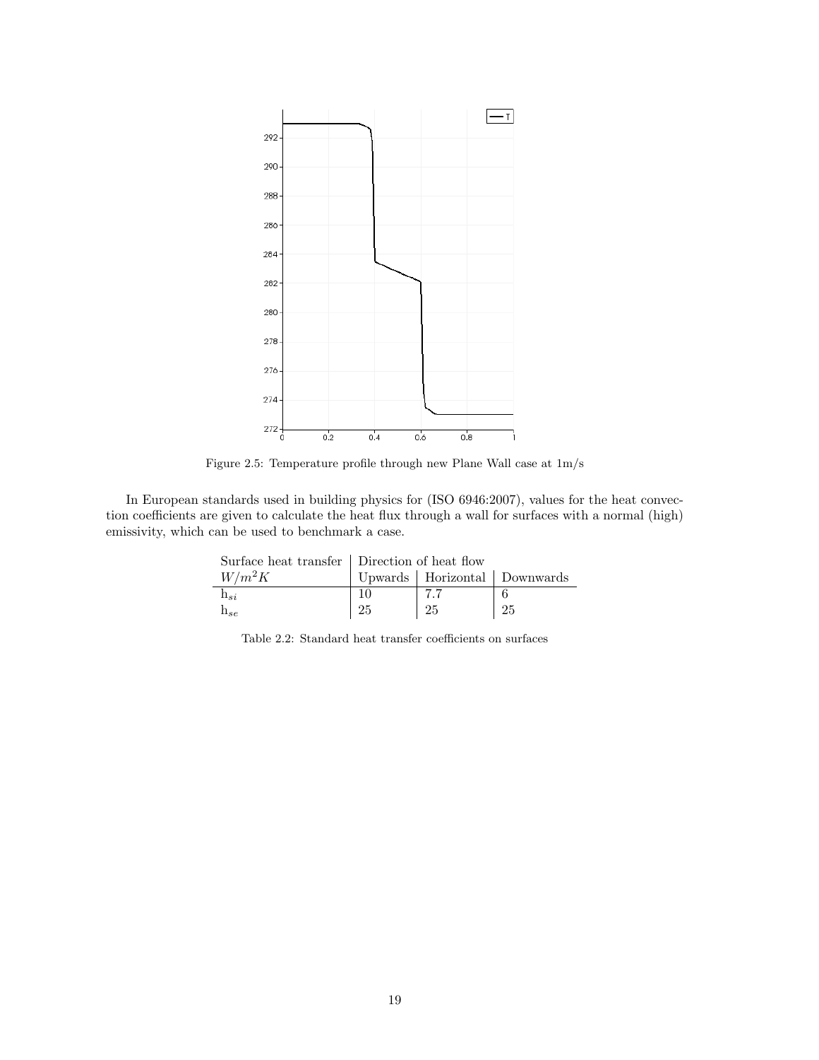Figure 2.5: Temperature profile through new Plane Wall case at 1m/s

In European standards used in building physics for (ISO 6946:2007), values for the heat convection coefficients are given to calculate the heat flux through a wall for surfaces with a normal (high) emissivity, which can be used to benchmark a case.

| Surface heat transfer | Direction of heat flow | | |
|---|---|---|---|
| $W/m^2K$ | Upwards | Horizontal | Downwards |
| $h_{si}$ | 10 | 7.7 | 6 |
| $h_{se}$ | 25 | 25 | 25 |

Table 2.2: Standard heat transfer coefficients on surfaces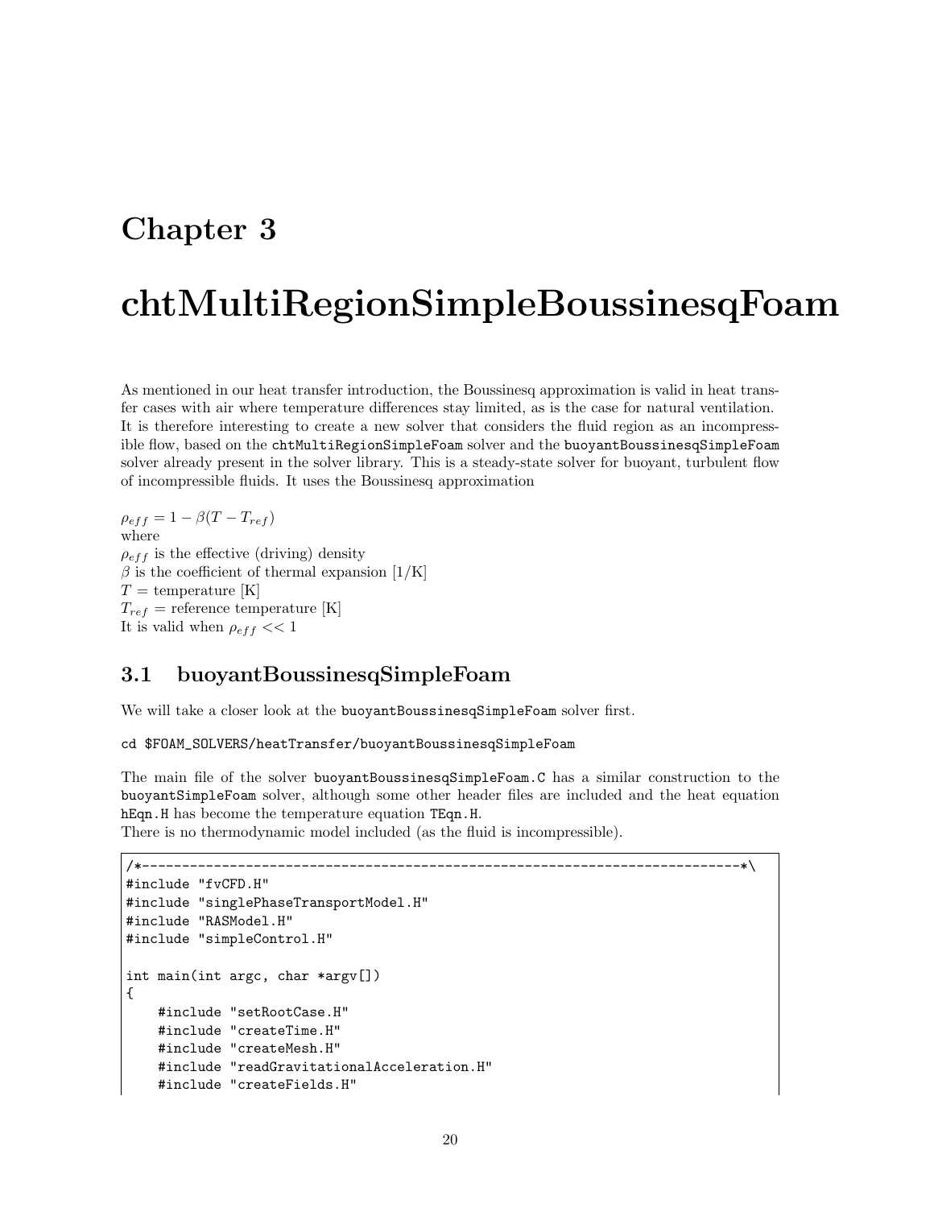# Chapter 3

# chtMultiRegionSimpleBoussinesqFoam

As mentioned in our heat transfer introduction, the Boussinesq approximation is valid in heat transfer cases with air where temperature differences stay limited, as is the case for natural ventilation. It is therefore interesting to create a new solver that considers the fluid region as an incompressible flow, based on the `chtMultiRegionSimpleFoam` solver and the `buoyantBoussinesqSimpleFoam` solver already present in the solver library. This is a steady-state solver for buoyant, turbulent flow of incompressible fluids. It uses the Boussinesq approximation

$\rho_{eff} = 1 - \beta(T - T_{ref})$
where
$\rho_{eff}$ is the effective (driving) density
$\beta$ is the coefficient of thermal expansion [1/K]
$T$ = temperature [K]
$T_{ref}$ = reference temperature [K]
It is valid when $\rho_{eff} << 1$

## 3.1 buoyantBoussinesqSimpleFoam

We will take a closer look at the `buoyantBoussinesqSimpleFoam` solver first.

```
cd $FOAM_SOLVERS/heatTransfer/buoyantBoussinesqSimpleFoam
```

The main file of the solver `buoyantBoussinesqSimpleFoam.C` has a similar construction to the `buoyantSimpleFoam` solver, although some other header files are included and the heat equation `hEqn.H` has become the temperature equation `TEqn.H`.
There is no thermodynamic model included (as the fluid is incompressible).

```
/*---------------------------------------------------------------------------*\
#include "fvCFD.H"
#include "singlePhaseTransportModel.H"
#include "RASModel.H"
#include "simpleControl.H"

int main(int argc, char *argv[])
{
    #include "setRootCase.H"
    #include "createTime.H"
    #include "createMesh.H"
    #include "readGravitationalAcceleration.H"
    #include "createFields.H"
```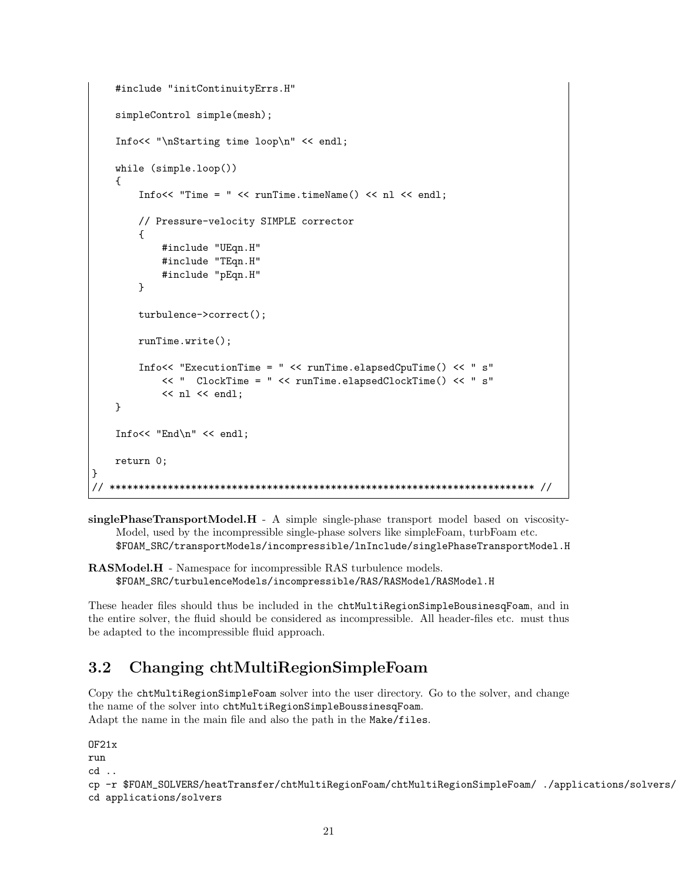```
    #include "initContinuityErrs.H"

    simpleControl simple(mesh);

    Info<< "\nStarting time loop\n" << endl;

    while (simple.loop())
    {
        Info<< "Time = " << runTime.timeName() << nl << endl;

        // Pressure-velocity SIMPLE corrector
        {
            #include "UEqn.H"
            #include "TEqn.H"
            #include "pEqn.H"
        }

        turbulence->correct();

        runTime.write();

        Info<< "ExecutionTime = " << runTime.elapsedCpuTime() << " s"
            << "  ClockTime = " << runTime.elapsedClockTime() << " s"
            << nl << endl;
    }

    Info<< "End\n" << endl;

    return 0;
}
// ************************************************************************* //
```

**singlePhaseTransportModel.H** - A simple single-phase transport model based on viscosityModel, used by the incompressible single-phase solvers like simpleFoam, turbFoam etc.
$FOAM_SRC/transportModels/incompressible/lnInclude/singlePhaseTransportModel.H

**RASModel.H** - Namespace for incompressible RAS turbulence models.
$FOAM_SRC/turbulenceModels/incompressible/RAS/RASModel/RASModel.H

These header files should thus be included in the chtMultiRegionSimpleBousinesqFoam, and in the entire solver, the fluid should be considered as incompressible. All header-files etc. must thus be adapted to the incompressible fluid approach.

## 3.2 Changing chtMultiRegionSimpleFoam

Copy the chtMultiRegionSimpleFoam solver into the user directory. Go to the solver, and change the name of the solver into chtMultiRegionSimpleBoussinesqFoam.
Adapt the name in the main file and also the path in the Make/files.

```
OF21x
run
cd ..
cp -r $FOAM_SOLVERS/heatTransfer/chtMultiRegionFoam/chtMultiRegionSimpleFoam/ ./applications/solvers/
cd applications/solvers
```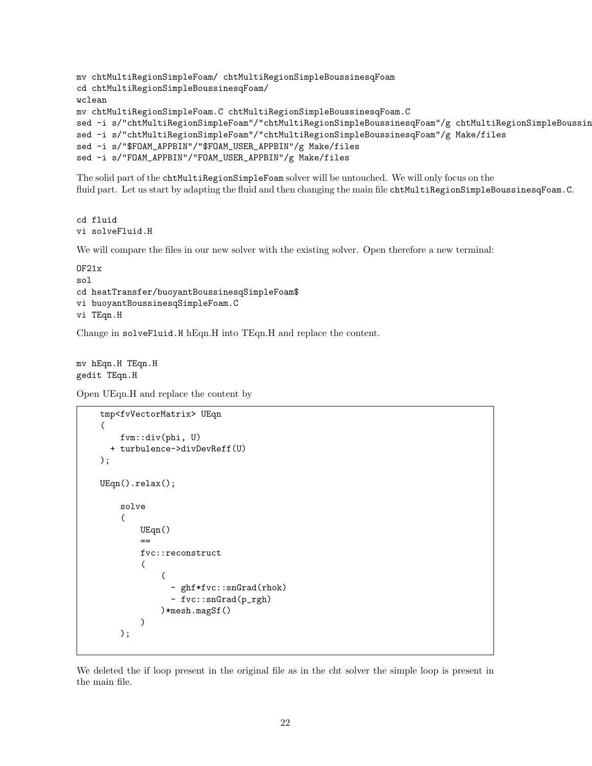```
mv chtMultiRegionSimpleFoam/ chtMultiRegionSimpleBoussinesqFoam
cd chtMultiRegionSimpleBoussinesqFoam/
wclean
mv chtMultiRegionSimpleFoam.C chtMultiRegionSimpleBoussinesqFoam.C
sed -i s/"chtMultiRegionSimpleFoam"/"chtMultiRegionSimpleBoussinesqFoam"/g chtMultiRegionSimpleBoussin
sed -i s/"chtMultiRegionSimpleFoam"/"chtMultiRegionSimpleBoussinesqFoam"/g Make/files
sed -i s/"$FOAM_APPBIN"/"$FOAM_USER_APPBIN"/g Make/files
sed -i s/"FOAM_APPBIN"/"FOAM_USER_APPBIN"/g Make/files
```

The solid part of the `chtMultiRegionSimpleFoam` solver will be untouched. We will only focus on the fluid part. Let us start by adapting the fluid and then changing the main file `chtMultiRegionSimpleBoussinesqFoam.C`.

```
cd fluid
vi solveFluid.H
```

We will compare the files in our new solver with the existing solver. Open therefore a new terminal:

```
OF21x
sol
cd heatTransfer/buoyantBoussinesqSimpleFoam$
vi buoyantBoussinesqSimpleFoam.C
vi TEqn.H
```

Change in `solveFluid.H` hEqn.H into TEqn.H and replace the content.

```
mv hEqn.H TEqn.H
gedit TEqn.H
```

Open UEqn.H and replace the content by

```
    tmp<fvVectorMatrix> UEqn
    (
        fvm::div(phi, U)
      + turbulence->divDevReff(U)
    );

    UEqn().relax();

        solve
        (
            UEqn()
            ==
            fvc::reconstruct
            (
                (
                  - ghf*fvc::snGrad(rhok)
                  - fvc::snGrad(p_rgh)
                )*mesh.magSf()
            )
        );
```

We deleted the if loop present in the original file as in the cht solver the simple loop is present in the main file.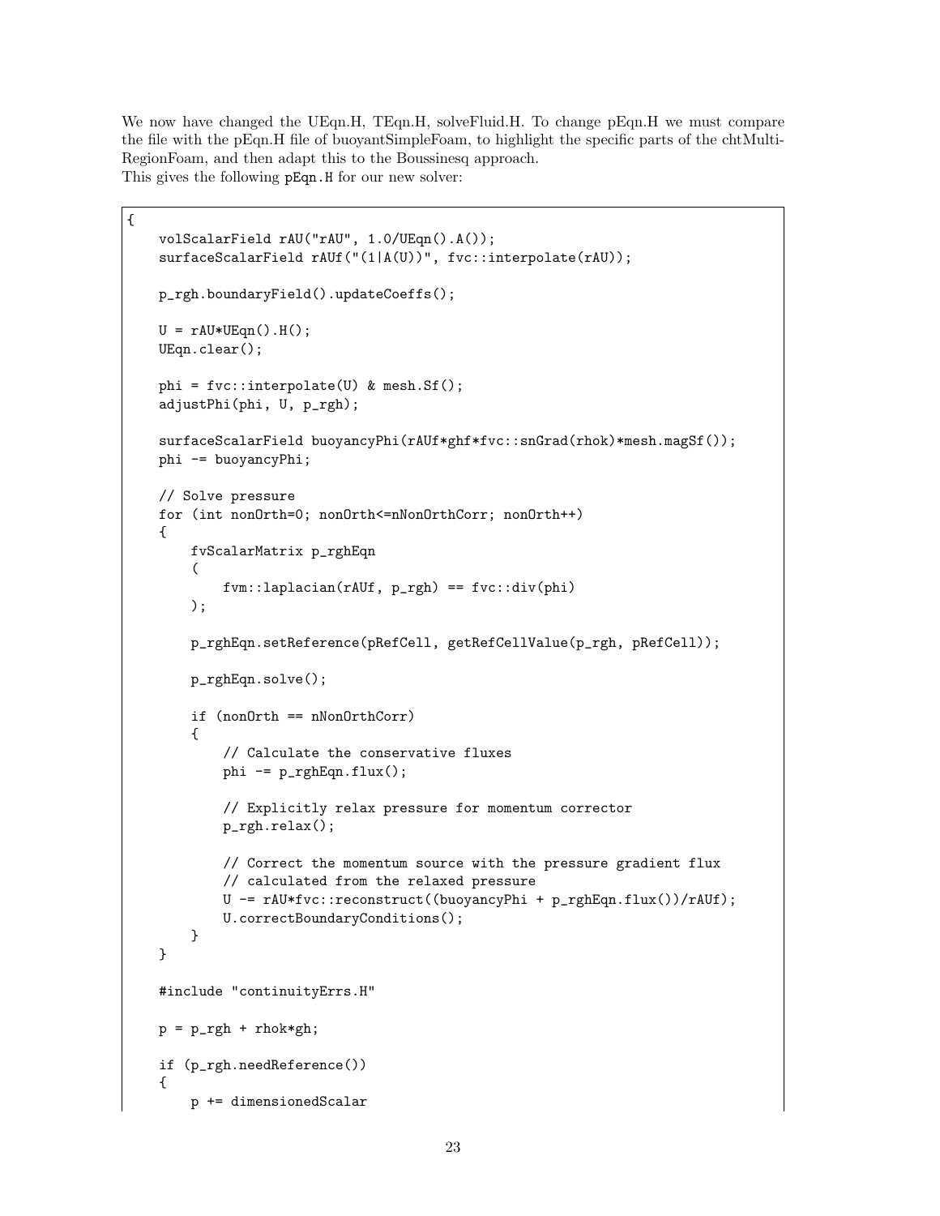We now have changed the UEqn.H, TEqn.H, solveFluid.H. To change pEqn.H we must compare the file with the pEqn.H file of buoyantSimpleFoam, to highlight the specific parts of the chtMultiRegionFoam, and then adapt this to the Boussinesq approach.
This gives the following `pEqn.H` for our new solver:

```
{
    volScalarField rAU("rAU", 1.0/UEqn().A());
    surfaceScalarField rAUf("(1|A(U))", fvc::interpolate(rAU));

    p_rgh.boundaryField().updateCoeffs();

    U = rAU*UEqn().H();
    UEqn.clear();

    phi = fvc::interpolate(U) & mesh.Sf();
    adjustPhi(phi, U, p_rgh);

    surfaceScalarField buoyancyPhi(rAUf*ghf*fvc::snGrad(rhok)*mesh.magSf());
    phi -= buoyancyPhi;

    // Solve pressure
    for (int nonOrth=0; nonOrth<=nNonOrthCorr; nonOrth++)
    {
        fvScalarMatrix p_rghEqn
        (
            fvm::laplacian(rAUf, p_rgh) == fvc::div(phi)
        );

        p_rghEqn.setReference(pRefCell, getRefCellValue(p_rgh, pRefCell));

        p_rghEqn.solve();

        if (nonOrth == nNonOrthCorr)
        {
            // Calculate the conservative fluxes
            phi -= p_rghEqn.flux();

            // Explicitly relax pressure for momentum corrector
            p_rgh.relax();

            // Correct the momentum source with the pressure gradient flux
            // calculated from the relaxed pressure
            U -= rAU*fvc::reconstruct((buoyancyPhi + p_rghEqn.flux())/rAUf);
            U.correctBoundaryConditions();
        }
    }

    #include "continuityErrs.H"

    p = p_rgh + rhok*gh;

    if (p_rgh.needReference())
    {
        p += dimensionedScalar
```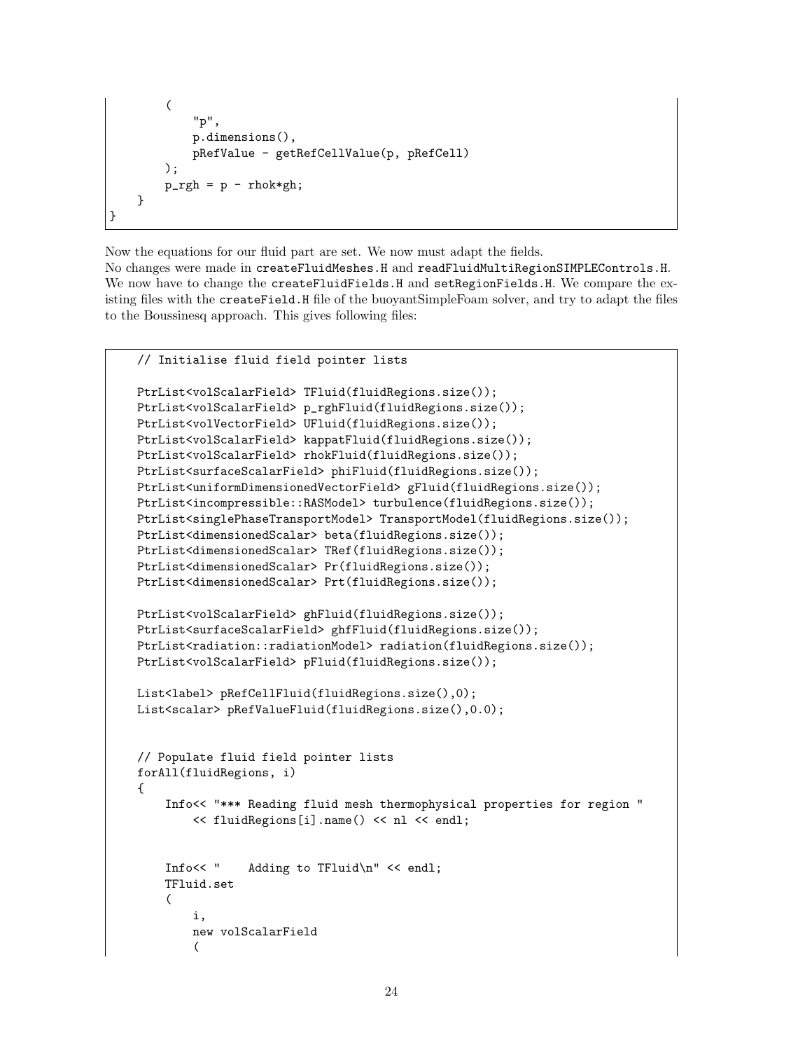```
        (
            "p",
            p.dimensions(),
            pRefValue - getRefCellValue(p, pRefCell)
        );
        p_rgh = p - rhok*gh;
    }
}
```

Now the equations for our fluid part are set. We now must adapt the fields.
No changes were made in `createFluidMeshes.H` and `readFluidMultiRegionSIMPLEControls.H`.
We now have to change the `createFluidFields.H` and `setRegionFields.H`. We compare the existing files with the `createField.H` file of the buoyantSimpleFoam solver, and try to adapt the files to the Boussinesq approach. This gives following files:

```
    // Initialise fluid field pointer lists

    PtrList<volScalarField> TFluid(fluidRegions.size());
    PtrList<volScalarField> p_rghFluid(fluidRegions.size());
    PtrList<volVectorField> UFluid(fluidRegions.size());
    PtrList<volScalarField> kappatFluid(fluidRegions.size());
    PtrList<volScalarField> rhokFluid(fluidRegions.size());
    PtrList<surfaceScalarField> phiFluid(fluidRegions.size());
    PtrList<uniformDimensionedVectorField> gFluid(fluidRegions.size());
    PtrList<incompressible::RASModel> turbulence(fluidRegions.size());
    PtrList<singlePhaseTransportModel> TransportModel(fluidRegions.size());
    PtrList<dimensionedScalar> beta(fluidRegions.size());
    PtrList<dimensionedScalar> TRef(fluidRegions.size());
    PtrList<dimensionedScalar> Pr(fluidRegions.size());
    PtrList<dimensionedScalar> Prt(fluidRegions.size());

    PtrList<volScalarField> ghFluid(fluidRegions.size());
    PtrList<surfaceScalarField> ghfFluid(fluidRegions.size());
    PtrList<radiation::radiationModel> radiation(fluidRegions.size());
    PtrList<volScalarField> pFluid(fluidRegions.size());

    List<label> pRefCellFluid(fluidRegions.size(),0);
    List<scalar> pRefValueFluid(fluidRegions.size(),0.0);


    // Populate fluid field pointer lists
    forAll(fluidRegions, i)
    {
        Info<< "*** Reading fluid mesh thermophysical properties for region "
            << fluidRegions[i].name() << nl << endl;


        Info<< "    Adding to TFluid\n" << endl;
        TFluid.set
        (
            i,
            new volScalarField
            (
```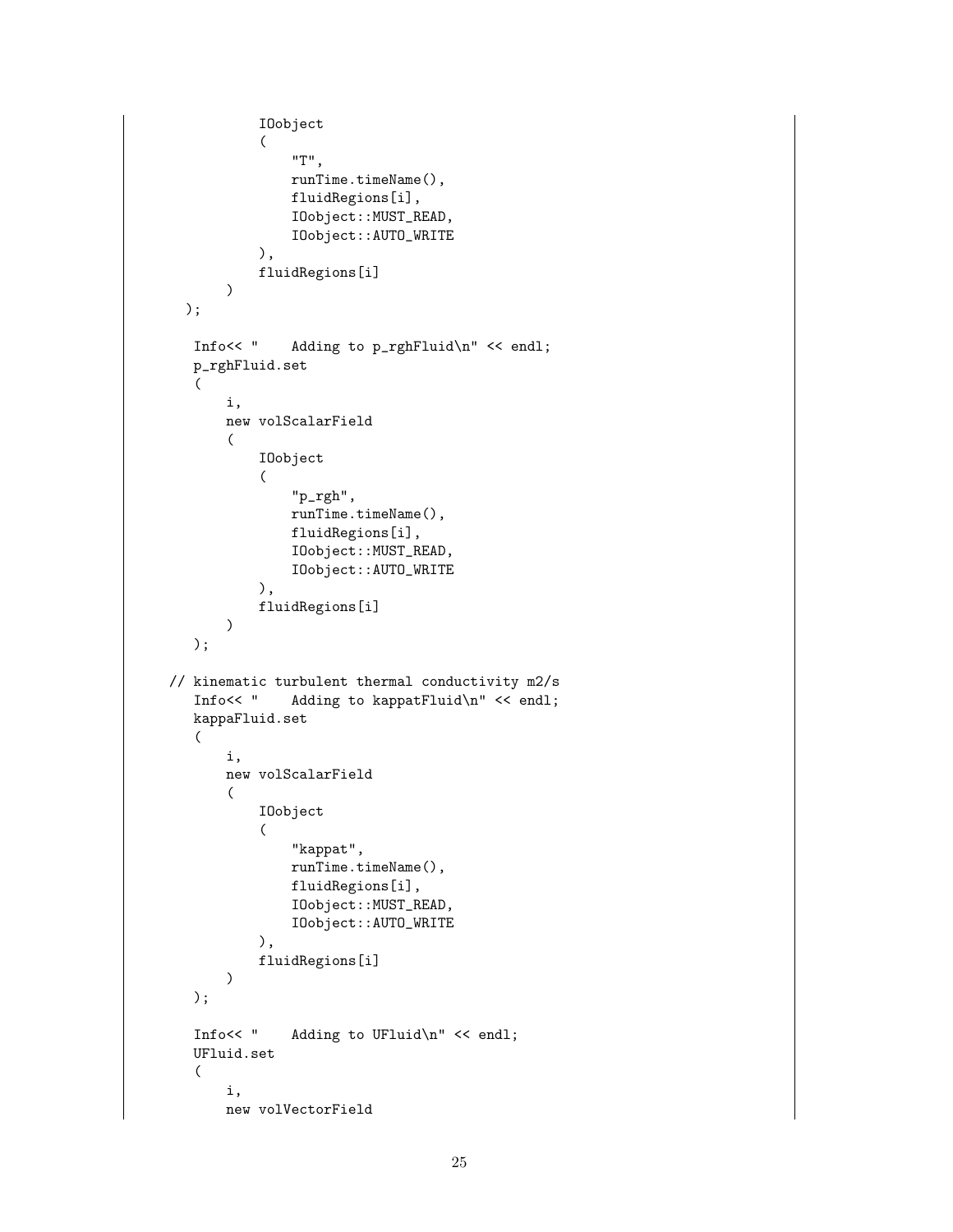```
            IOobject
            (
                "T",
                runTime.timeName(),
                fluidRegions[i],
                IOobject::MUST_READ,
                IOobject::AUTO_WRITE
            ),
            fluidRegions[i]
        )
   );

    Info<< "    Adding to p_rghFluid\n" << endl;
    p_rghFluid.set
    (
        i,
        new volScalarField
        (
            IOobject
            (
                "p_rgh",
                runTime.timeName(),
                fluidRegions[i],
                IOobject::MUST_READ,
                IOobject::AUTO_WRITE
            ),
            fluidRegions[i]
        )
    );

// kinematic turbulent thermal conductivity m2/s
    Info<< "    Adding to kappatFluid\n" << endl;
    kappaFluid.set
    (
        i,
        new volScalarField
        (
            IOobject
            (
                "kappat",
                runTime.timeName(),
                fluidRegions[i],
                IOobject::MUST_READ,
                IOobject::AUTO_WRITE
            ),
            fluidRegions[i]
        )
    );

    Info<< "    Adding to UFluid\n" << endl;
    UFluid.set
    (
        i,
        new volVectorField
```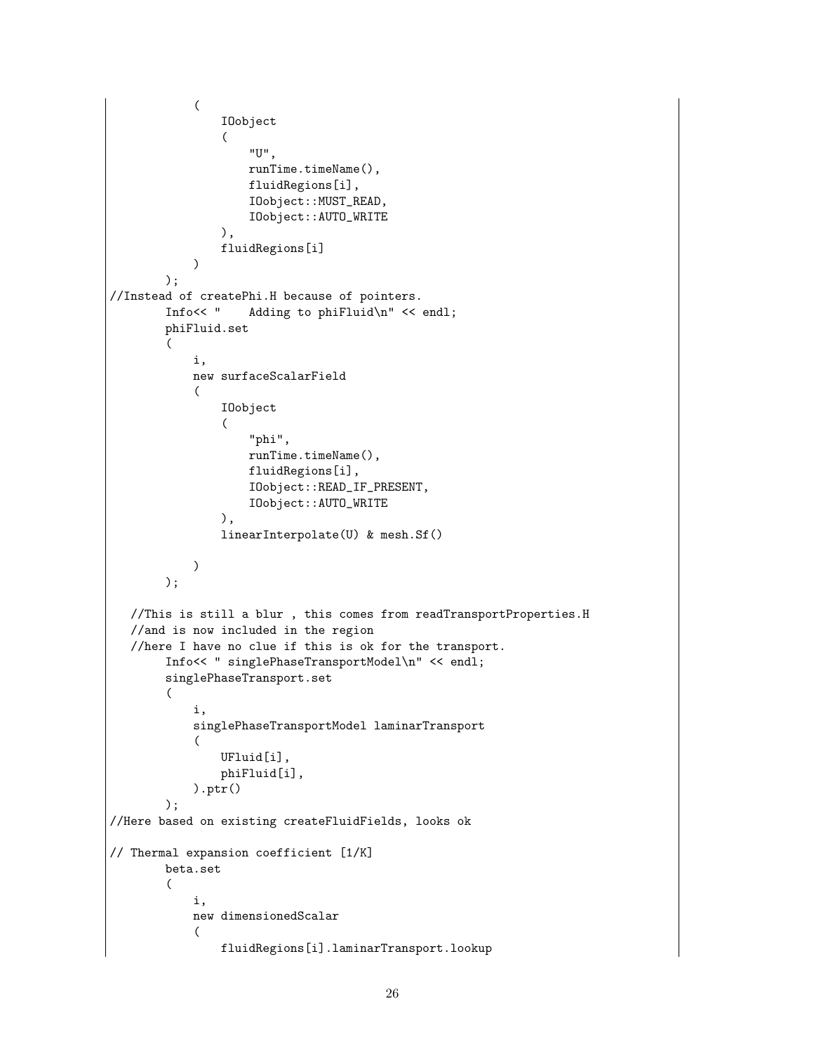```
            (
                IOobject
                (
                    "U",
                    runTime.timeName(),
                    fluidRegions[i],
                    IOobject::MUST_READ,
                    IOobject::AUTO_WRITE
                ),
                fluidRegions[i]
            )
        );
//Instead of createPhi.H because of pointers.
        Info<< "    Adding to phiFluid\n" << endl;
        phiFluid.set
        (
            i,
            new surfaceScalarField
            (
                IOobject
                (
                    "phi",
                    runTime.timeName(),
                    fluidRegions[i],
                    IOobject::READ_IF_PRESENT,
                    IOobject::AUTO_WRITE
                ),
                linearInterpolate(U) & mesh.Sf()

            )
        );

   //This is still a blur , this comes from readTransportProperties.H
   //and is now included in the region
   //here I have no clue if this is ok for the transport.
        Info<< " singlePhaseTransportModel\n" << endl;
        singlePhaseTransport.set
        (
            i,
            singlePhaseTransportModel laminarTransport
            (
                UFluid[i],
                phiFluid[i],
            ).ptr()
        );
//Here based on existing createFluidFields, looks ok

// Thermal expansion coefficient [1/K]
        beta.set
        (
            i,
            new dimensionedScalar
            (
                fluidRegions[i].laminarTransport.lookup
```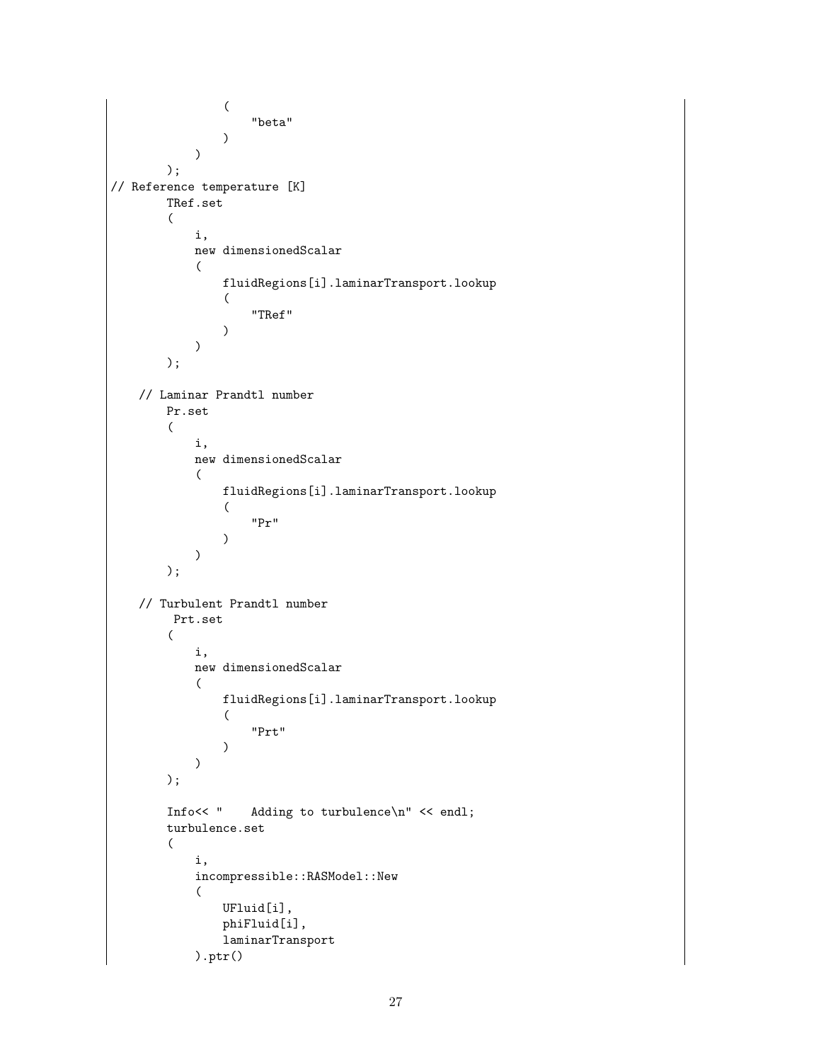```
                (
                    "beta"
                )
            )
        );
// Reference temperature [K]
        TRef.set
        (
            i,
            new dimensionedScalar
            (
                fluidRegions[i].laminarTransport.lookup
                (
                    "TRef"
                )
            )
        );

    // Laminar Prandtl number
        Pr.set
        (
            i,
            new dimensionedScalar
            (
                fluidRegions[i].laminarTransport.lookup
                (
                    "Pr"
                )
            )
        );

    // Turbulent Prandtl number
         Prt.set
        (
            i,
            new dimensionedScalar
            (
                fluidRegions[i].laminarTransport.lookup
                (
                    "Prt"
                )
            )
        );

        Info<< "    Adding to turbulence\n" << endl;
        turbulence.set
        (
            i,
            incompressible::RASModel::New
            (
                UFluid[i],
                phiFluid[i],
                laminarTransport
            ).ptr()
```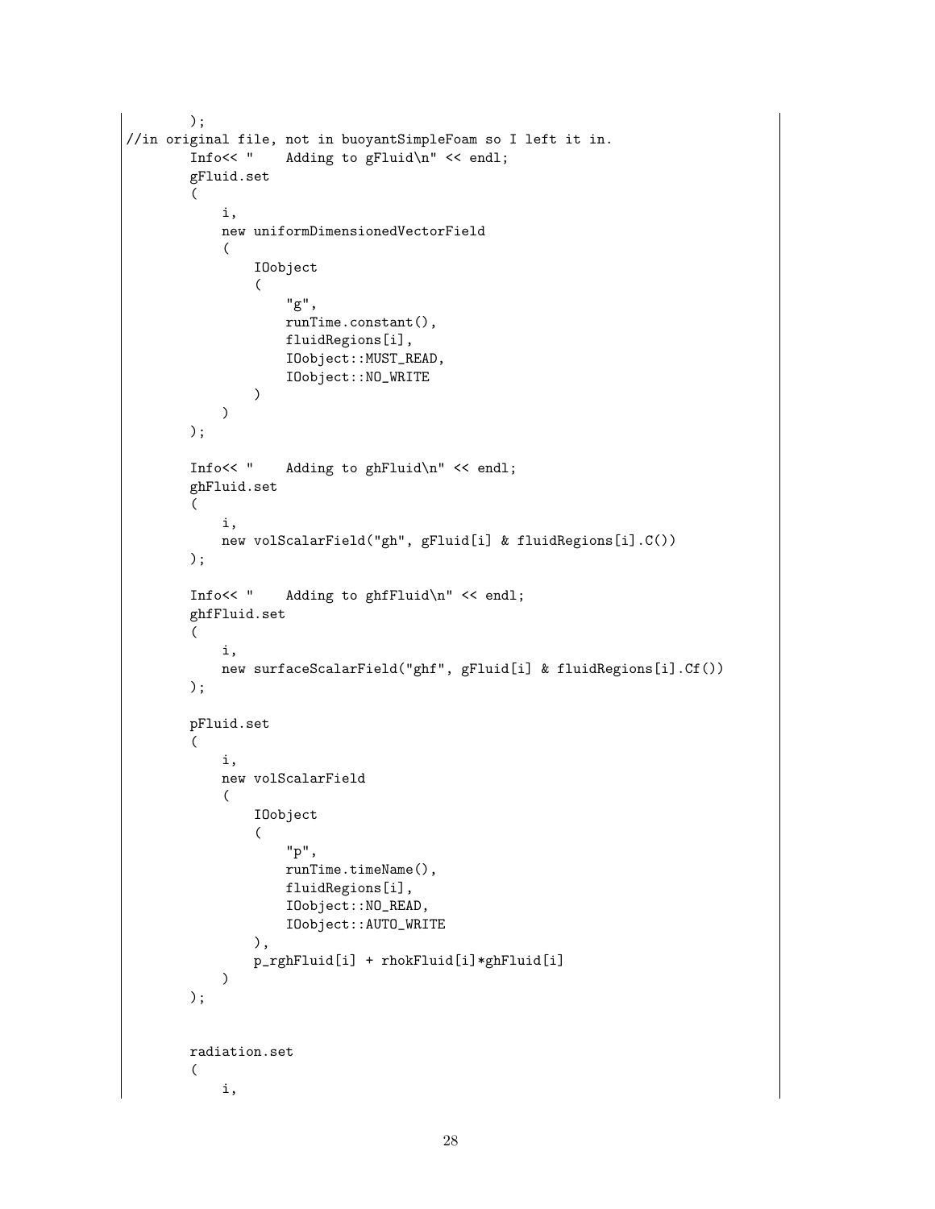```
        );
//in original file, not in buoyantSimpleFoam so I left it in.
        Info<< "    Adding to gFluid\n" << endl;
        gFluid.set
        (
            i,
            new uniformDimensionedVectorField
            (
                IOobject
                (
                    "g",
                    runTime.constant(),
                    fluidRegions[i],
                    IOobject::MUST_READ,
                    IOobject::NO_WRITE
                )
            )
        );

        Info<< "    Adding to ghFluid\n" << endl;
        ghFluid.set
        (
            i,
            new volScalarField("gh", gFluid[i] & fluidRegions[i].C())
        );

        Info<< "    Adding to ghfFluid\n" << endl;
        ghfFluid.set
        (
            i,
            new surfaceScalarField("ghf", gFluid[i] & fluidRegions[i].Cf())
        );

        pFluid.set
        (
            i,
            new volScalarField
            (
                IOobject
                (
                    "p",
                    runTime.timeName(),
                    fluidRegions[i],
                    IOobject::NO_READ,
                    IOobject::AUTO_WRITE
                ),
                p_rghFluid[i] + rhokFluid[i]*ghFluid[i]
            )
        );


        radiation.set
        (
            i,
```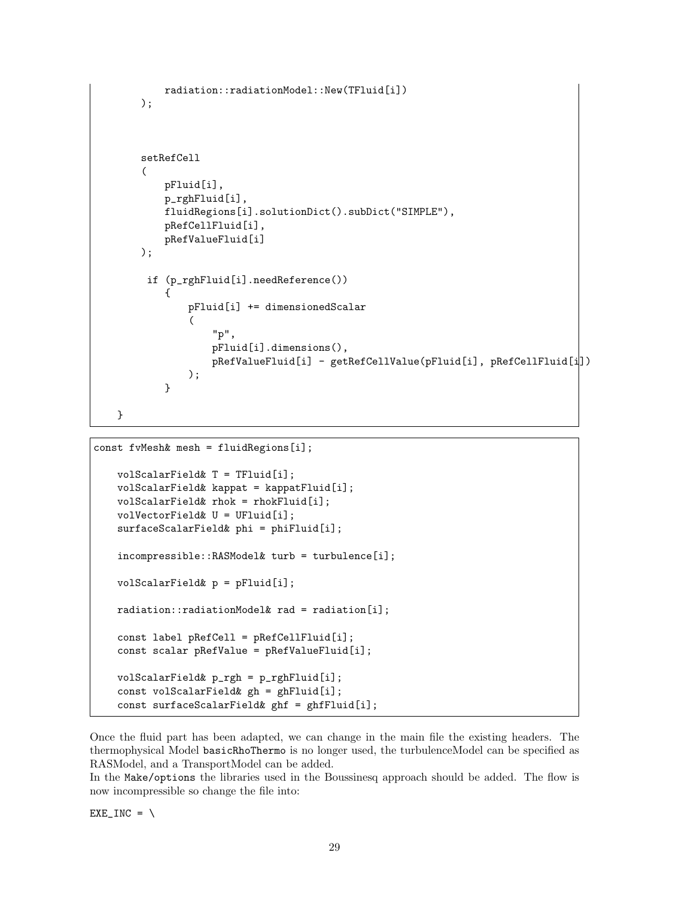```
            radiation::radiationModel::New(TFluid[i])
        );



        setRefCell
        (
            pFluid[i],
            p_rghFluid[i],
            fluidRegions[i].solutionDict().subDict("SIMPLE"),
            pRefCellFluid[i],
            pRefValueFluid[i]
        );

         if (p_rghFluid[i].needReference())
            {
                pFluid[i] += dimensionedScalar
                (
                    "p",
                    pFluid[i].dimensions(),
                    pRefValueFluid[i] - getRefCellValue(pFluid[i], pRefCellFluid[i])
                );
            }

    }
```

```
const fvMesh& mesh = fluidRegions[i];

    volScalarField& T = TFluid[i];
    volScalarField& kappat = kappatFluid[i];
    volScalarField& rhok = rhokFluid[i];
    volVectorField& U = UFluid[i];
    surfaceScalarField& phi = phiFluid[i];

    incompressible::RASModel& turb = turbulence[i];

    volScalarField& p = pFluid[i];

    radiation::radiationModel& rad = radiation[i];

    const label pRefCell = pRefCellFluid[i];
    const scalar pRefValue = pRefValueFluid[i];

    volScalarField& p_rgh = p_rghFluid[i];
    const volScalarField& gh = ghFluid[i];
    const surfaceScalarField& ghf = ghfFluid[i];
```

Once the fluid part has been adapted, we can change in the main file the existing headers. The thermophysical Model `basicRhoThermo` is no longer used, the turbulenceModel can be specified as RASModel, and a TransportModel can be added.
In the `Make/options` the libraries used in the Boussinesq approach should be added. The flow is now incompressible so change the file into:

```
EXE_INC = \
```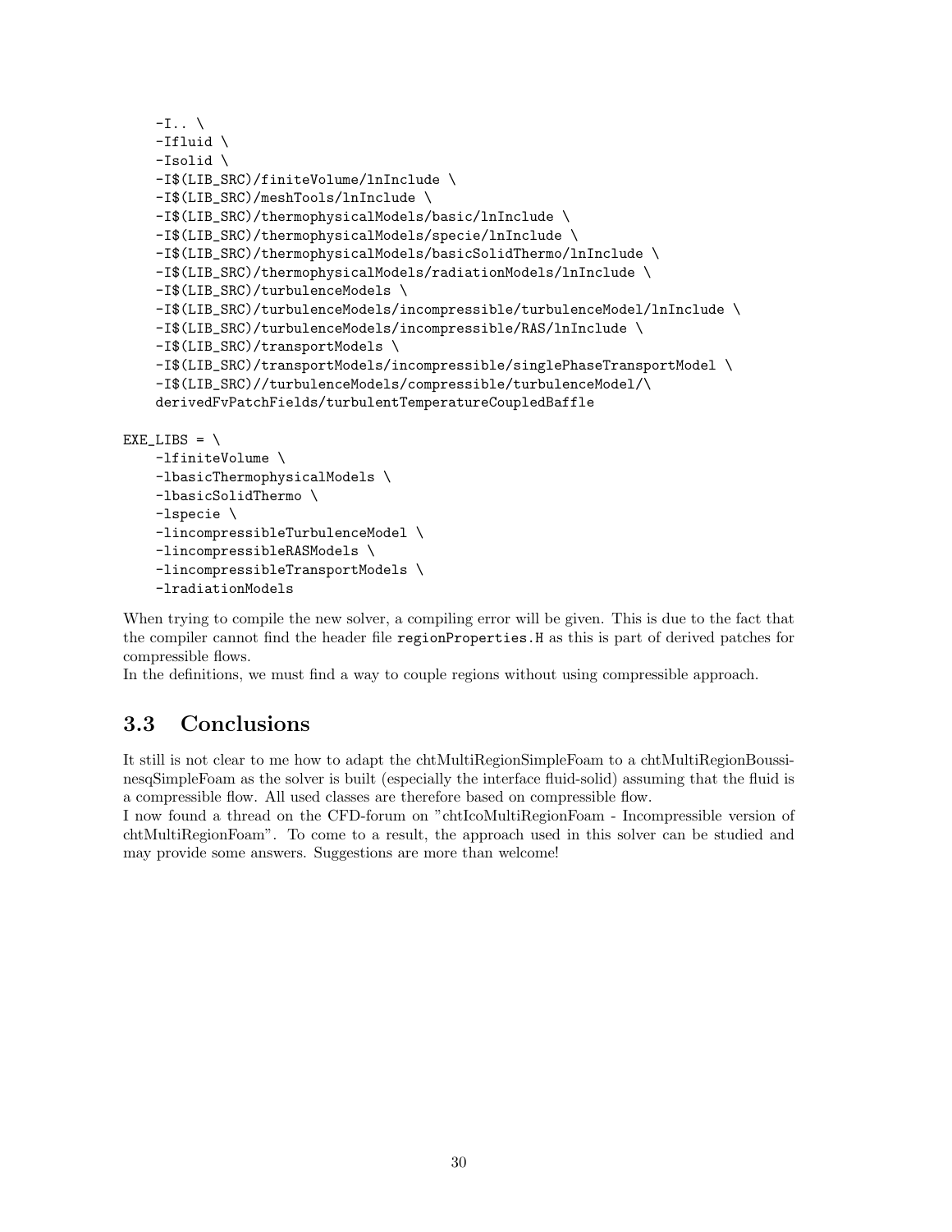```
    -I.. \
    -Ifluid \
    -Isolid \
    -I$(LIB_SRC)/finiteVolume/lnInclude \
    -I$(LIB_SRC)/meshTools/lnInclude \
    -I$(LIB_SRC)/thermophysicalModels/basic/lnInclude \
    -I$(LIB_SRC)/thermophysicalModels/specie/lnInclude \
    -I$(LIB_SRC)/thermophysicalModels/basicSolidThermo/lnInclude \
    -I$(LIB_SRC)/thermophysicalModels/radiationModels/lnInclude \
    -I$(LIB_SRC)/turbulenceModels \
    -I$(LIB_SRC)/turbulenceModels/incompressible/turbulenceModel/lnInclude \
    -I$(LIB_SRC)/turbulenceModels/incompressible/RAS/lnInclude \
    -I$(LIB_SRC)/transportModels \
    -I$(LIB_SRC)/transportModels/incompressible/singlePhaseTransportModel \
    -I$(LIB_SRC)//turbulenceModels/compressible/turbulenceModel/\
    derivedFvPatchFields/turbulentTemperatureCoupledBaffle

EXE_LIBS = \
    -lfiniteVolume \
    -lbasicThermophysicalModels \
    -lbasicSolidThermo \
    -lspecie \
    -lincompressibleTurbulenceModel \
    -lincompressibleRASModels \
    -lincompressibleTransportModels \
    -lradiationModels
```

When trying to compile the new solver, a compiling error will be given. This is due to the fact that the compiler cannot find the header file `regionProperties.H` as this is part of derived patches for compressible flows.
In the definitions, we must find a way to couple regions without using compressible approach.

## 3.3 Conclusions

It still is not clear to me how to adapt the chtMultiRegionSimpleFoam to a chtMultiRegionBoussinesqSimpleFoam as the solver is built (especially the interface fluid-solid) assuming that the fluid is a compressible flow. All used classes are therefore based on compressible flow.
I now found a thread on the CFD-forum on "chtIcoMultiRegionFoam - Incompressible version of chtMultiRegionFoam". To come to a result, the approach used in this solver can be studied and may provide some answers. Suggestions are more than welcome!